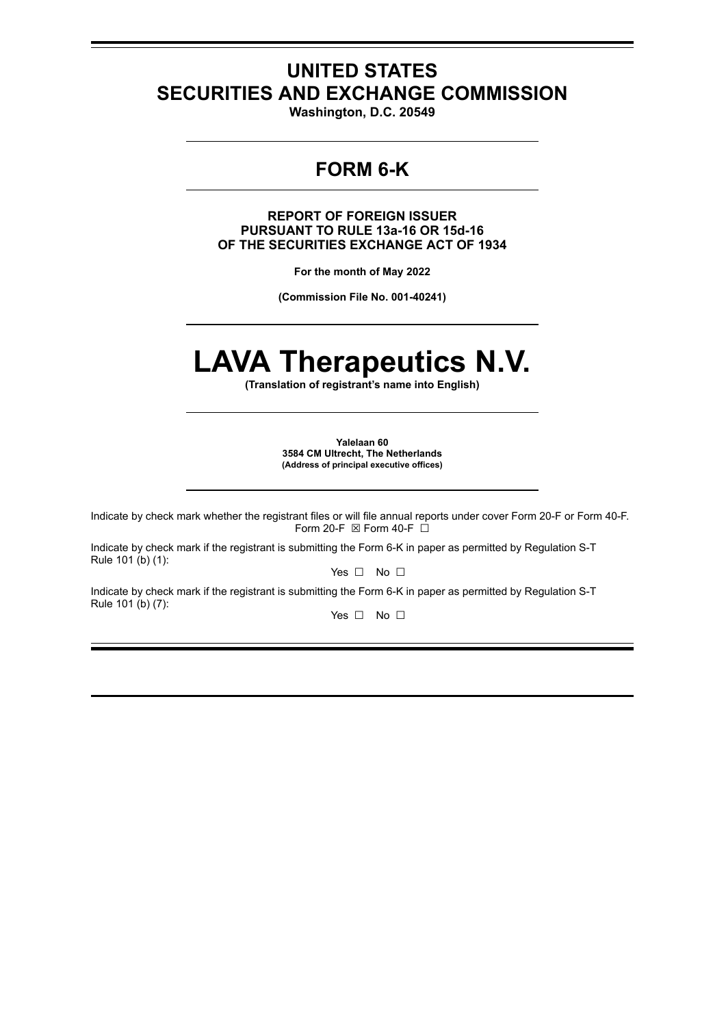# UNITED STATES
# SECURITIES AND EXCHANGE COMMISSION

**Washington, D.C. 20549**

## FORM 6-K

**REPORT OF FOREIGN ISSUER
PURSUANT TO RULE 13a-16 OR 15d-16
OF THE SECURITIES EXCHANGE ACT OF 1934**

**For the month of May 2022**

**(Commission File No. 001-40241)**

# LAVA Therapeutics N.V.

**(Translation of registrant's name into English)**

**Yalelaan 60
3584 CM Ultrecht, The Netherlands
(Address of principal executive offices)**

Indicate by check mark whether the registrant files or will file annual reports under cover Form 20-F or Form 40-F.
Form 20-F ☒ Form 40-F ☐

Indicate by check mark if the registrant is submitting the Form 6-K in paper as permitted by Regulation S-T Rule 101 (b) (1):

Yes ☐ No ☐

Indicate by check mark if the registrant is submitting the Form 6-K in paper as permitted by Regulation S-T Rule 101 (b) (7):

Yes ☐ No ☐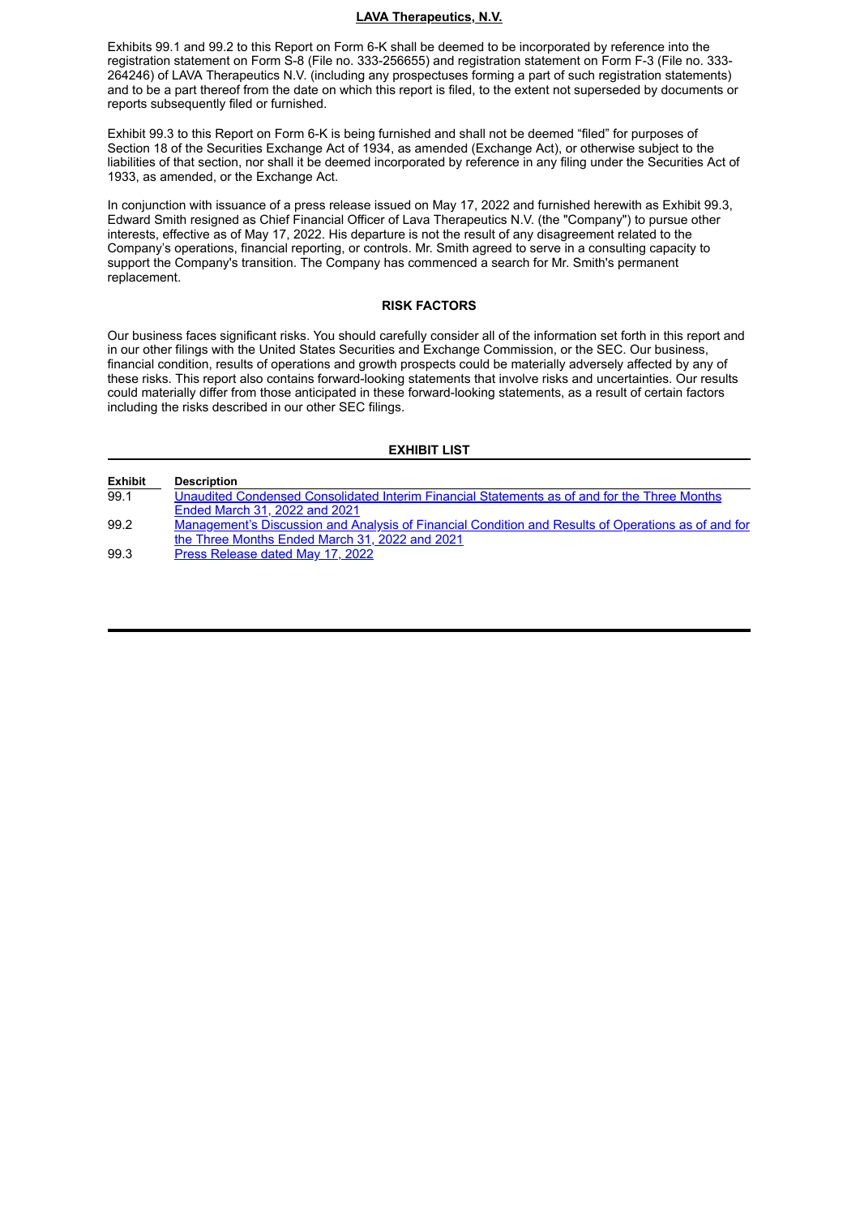**LAVA Therapeutics, N.V.**

Exhibits 99.1 and 99.2 to this Report on Form 6-K shall be deemed to be incorporated by reference into the registration statement on Form S-8 (File no. 333-256655) and registration statement on Form F-3 (File no. 333-264246) of LAVA Therapeutics N.V. (including any prospectuses forming a part of such registration statements) and to be a part thereof from the date on which this report is filed, to the extent not superseded by documents or reports subsequently filed or furnished.

Exhibit 99.3 to this Report on Form 6-K is being furnished and shall not be deemed "filed" for purposes of Section 18 of the Securities Exchange Act of 1934, as amended (Exchange Act), or otherwise subject to the liabilities of that section, nor shall it be deemed incorporated by reference in any filing under the Securities Act of 1933, as amended, or the Exchange Act.

In conjunction with issuance of a press release issued on May 17, 2022 and furnished herewith as Exhibit 99.3, Edward Smith resigned as Chief Financial Officer of Lava Therapeutics N.V. (the "Company") to pursue other interests, effective as of May 17, 2022. His departure is not the result of any disagreement related to the Company's operations, financial reporting, or controls. Mr. Smith agreed to serve in a consulting capacity to support the Company's transition. The Company has commenced a search for Mr. Smith's permanent replacement.

**RISK FACTORS**

Our business faces significant risks. You should carefully consider all of the information set forth in this report and in our other filings with the United States Securities and Exchange Commission, or the SEC. Our business, financial condition, results of operations and growth prospects could be materially adversely affected by any of these risks. This report also contains forward-looking statements that involve risks and uncertainties. Our results could materially differ from those anticipated in these forward-looking statements, as a result of certain factors including the risks described in our other SEC filings.

**EXHIBIT LIST**

| Exhibit | Description |
|---|---|
| 99.1 | Unaudited Condensed Consolidated Interim Financial Statements as of and for the Three Months Ended March 31, 2022 and 2021 |
| 99.2 | Management's Discussion and Analysis of Financial Condition and Results of Operations as of and for the Three Months Ended March 31, 2022 and 2021 |
| 99.3 | Press Release dated May 17, 2022 |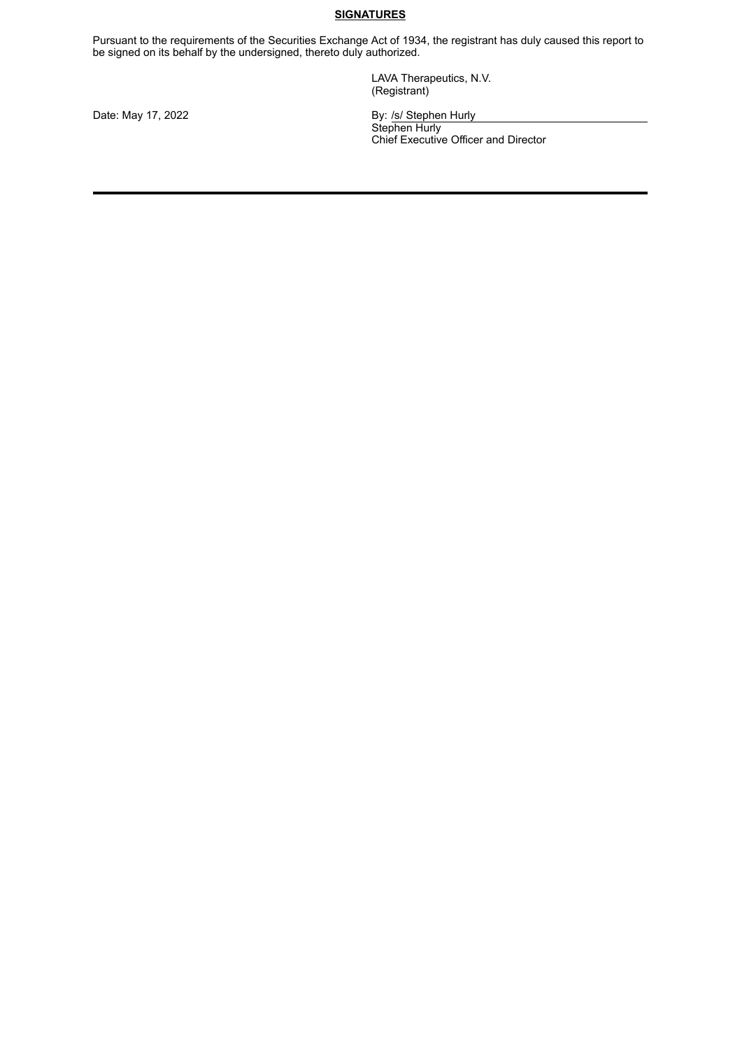**SIGNATURES**

Pursuant to the requirements of the Securities Exchange Act of 1934, the registrant has duly caused this report to be signed on its behalf by the undersigned, thereto duly authorized.

LAVA Therapeutics, N.V.
(Registrant)

Date: May 17, 2022

By: /s/ Stephen Hurly
Stephen Hurly
Chief Executive Officer and Director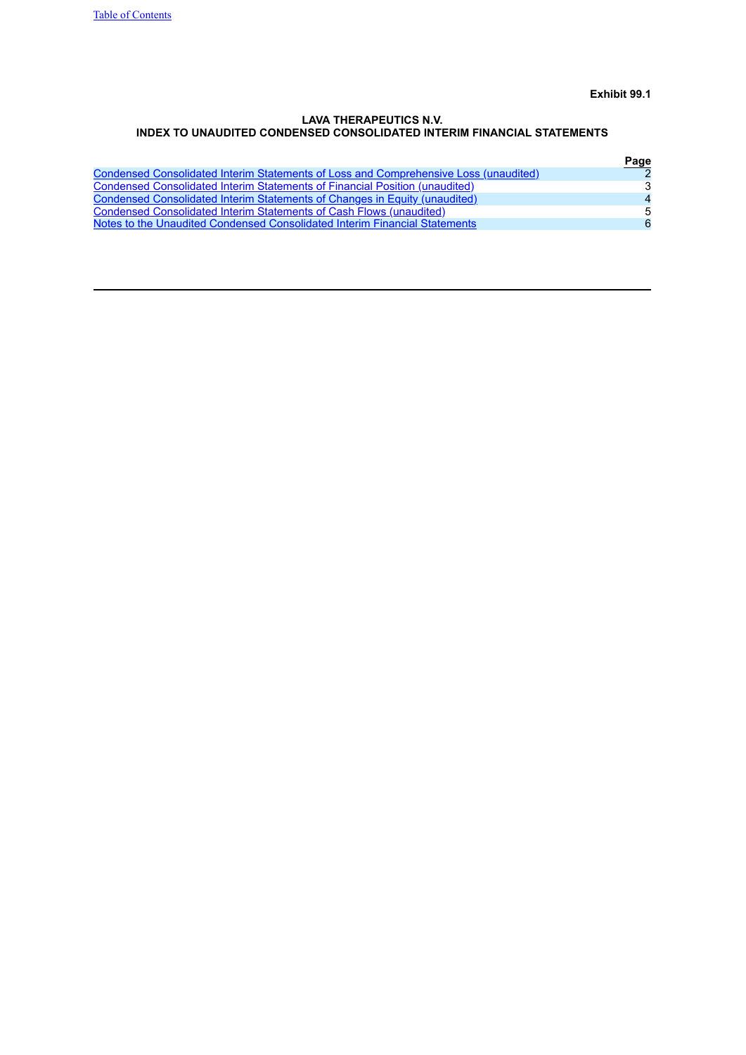**Exhibit 99.1**

**LAVA THERAPEUTICS N.V.**
**INDEX TO UNAUDITED CONDENSED CONSOLIDATED INTERIM FINANCIAL STATEMENTS**

| | Page |
|---|---|
| Condensed Consolidated Interim Statements of Loss and Comprehensive Loss (unaudited) | 2 |
| Condensed Consolidated Interim Statements of Financial Position (unaudited) | 3 |
| Condensed Consolidated Interim Statements of Changes in Equity (unaudited) | 4 |
| Condensed Consolidated Interim Statements of Cash Flows (unaudited) | 5 |
| Notes to the Unaudited Condensed Consolidated Interim Financial Statements | 6 |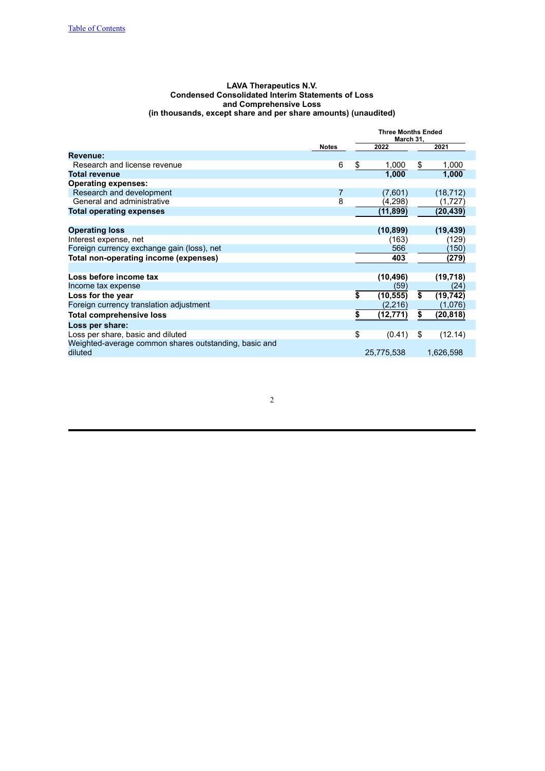**LAVA Therapeutics N.V.**
**Condensed Consolidated Interim Statements of Loss and Comprehensive Loss**
**(in thousands, except share and per share amounts) (unaudited)**

| | Notes | Three Months Ended March 31, 2022 | Three Months Ended March 31, 2021 |
|---|---|---|---|
| **Revenue:** | | | |
| Research and license revenue | 6 | $ 1,000 | $ 1,000 |
| **Total revenue** | | **1,000** | **1,000** |
| **Operating expenses:** | | | |
| Research and development | 7 | (7,601) | (18,712) |
| General and administrative | 8 | (4,298) | (1,727) |
| **Total operating expenses** | | **(11,899)** | **(20,439)** |
| | | | |
| **Operating loss** | | **(10,899)** | **(19,439)** |
| Interest expense, net | | (163) | (129) |
| Foreign currency exchange gain (loss), net | | 566 | (150) |
| **Total non-operating income (expenses)** | | **403** | **(279)** |
| | | | |
| **Loss before income tax** | | **(10,496)** | **(19,718)** |
| Income tax expense | | (59) | (24) |
| **Loss for the year** | | **$ (10,555)** | **$ (19,742)** |
| Foreign currency translation adjustment | | (2,216) | (1,076) |
| **Total comprehensive loss** | | **$ (12,771)** | **$ (20,818)** |
| **Loss per share:** | | | |
| Loss per share, basic and diluted | | $ (0.41) | $ (12.14) |
| Weighted-average common shares outstanding, basic and diluted | | 25,775,538 | 1,626,598 |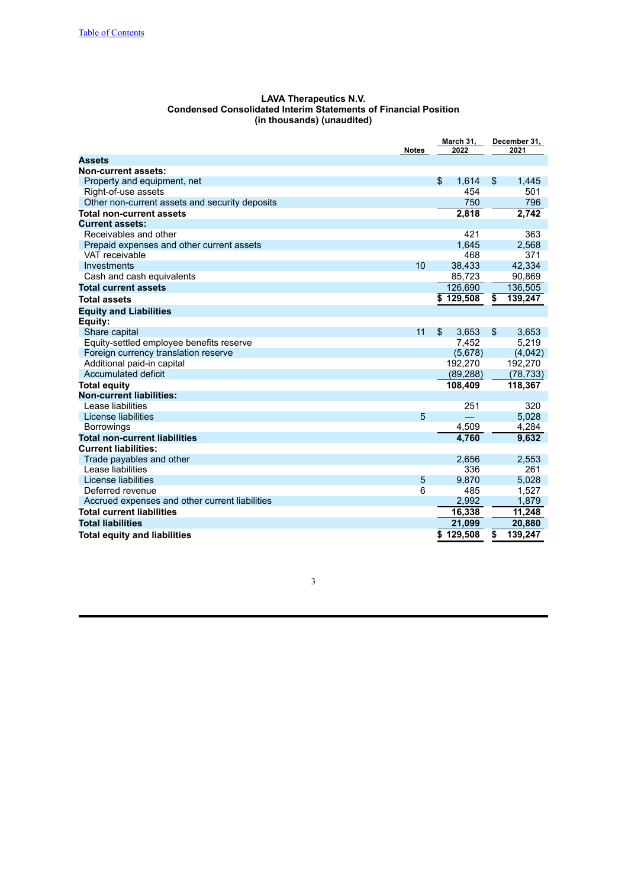# LAVA Therapeutics N.V.
## Condensed Consolidated Interim Statements of Financial Position
### (in thousands) (unaudited)

| | Notes | March 31, 2022 | December 31, 2021 |
|---|---|---|---|
| **Assets** | | | |
| **Non-current assets:** | | | |
| Property and equipment, net | | $ 1,614 | $ 1,445 |
| Right-of-use assets | | 454 | 501 |
| Other non-current assets and security deposits | | 750 | 796 |
| **Total non-current assets** | | **2,818** | **2,742** |
| **Current assets:** | | | |
| Receivables and other | | 421 | 363 |
| Prepaid expenses and other current assets | | 1,645 | 2,568 |
| VAT receivable | | 468 | 371 |
| Investments | 10 | 38,433 | 42,334 |
| Cash and cash equivalents | | 85,723 | 90,869 |
| **Total current assets** | | 126,690 | 136,505 |
| **Total assets** | | **$ 129,508** | **$ 139,247** |
| **Equity and Liabilities** | | | |
| **Equity:** | | | |
| Share capital | 11 | $ 3,653 | $ 3,653 |
| Equity-settled employee benefits reserve | | 7,452 | 5,219 |
| Foreign currency translation reserve | | (5,678) | (4,042) |
| Additional paid-in capital | | 192,270 | 192,270 |
| Accumulated deficit | | (89,288) | (78,733) |
| **Total equity** | | **108,409** | **118,367** |
| **Non-current liabilities:** | | | |
| Lease liabilities | | 251 | 320 |
| License liabilities | 5 | — | 5,028 |
| Borrowings | | 4,509 | 4,284 |
| **Total non-current liabilities** | | **4,760** | **9,632** |
| **Current liabilities:** | | | |
| Trade payables and other | | 2,656 | 2,553 |
| Lease liabilities | | 336 | 261 |
| License liabilities | 5 | 9,870 | 5,028 |
| Deferred revenue | 6 | 485 | 1,527 |
| Accrued expenses and other current liabilities | | 2,992 | 1,879 |
| **Total current liabilities** | | **16,338** | **11,248** |
| **Total liabilities** | | **21,099** | **20,880** |
| **Total equity and liabilities** | | **$ 129,508** | **$ 139,247** |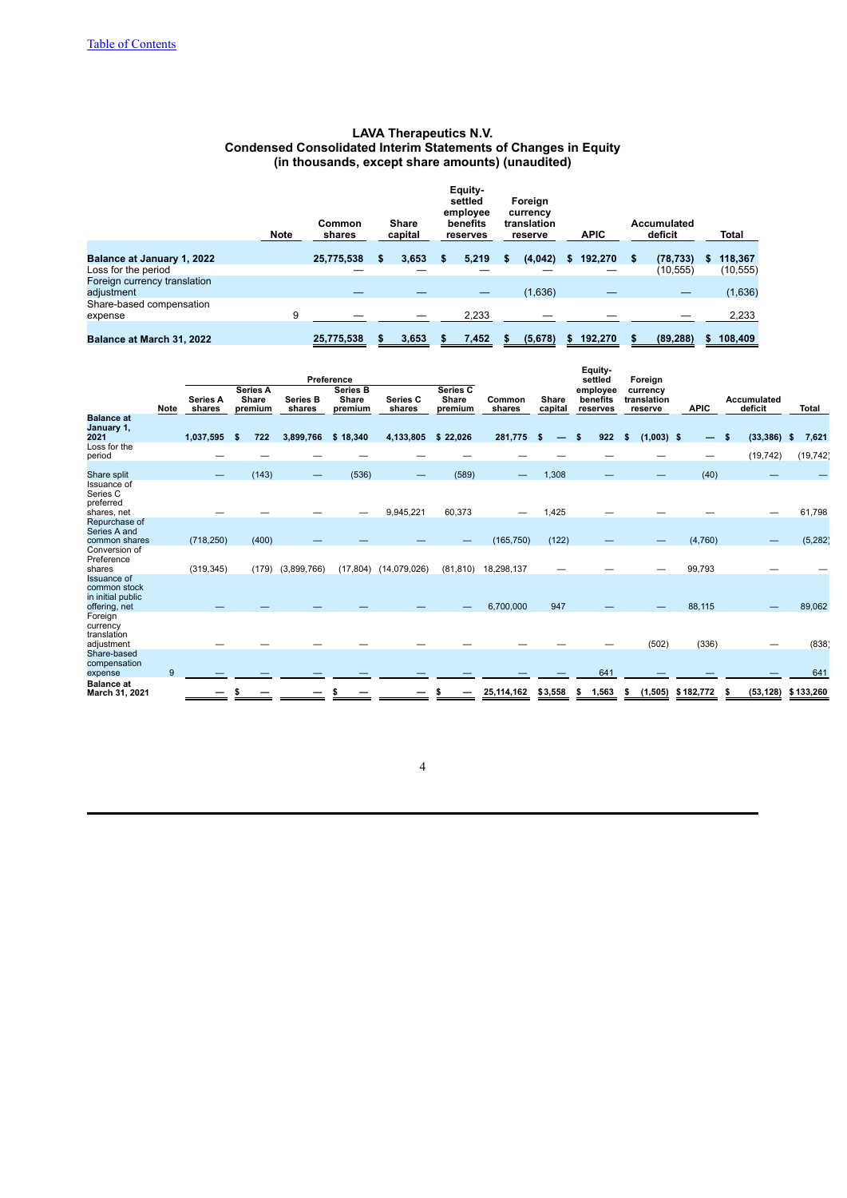[Table of Contents](#)

# LAVA Therapeutics N.V.
## Condensed Consolidated Interim Statements of Changes in Equity
### (in thousands, except share amounts) (unaudited)

| | Note | Common shares | Share capital | Equity-settled employee benefits reserves | Foreign currency translation reserve | APIC | Accumulated deficit | Total |
|---|---|---|---|---|---|---|---|---|
| **Balance at January 1, 2022** | | **25,775,538** | **$ 3,653** | **$ 5,219** | **$ (4,042)** | **$ 192,270** | **$ (78,733)** | **$ 118,367** |
| Loss for the period | | — | — | — | — | — | (10,555) | (10,555) |
| Foreign currency translation adjustment | | — | — | — | (1,636) | — | — | (1,636) |
| Share-based compensation expense | 9 | — | — | 2,233 | — | — | — | 2,233 |
| **Balance at March 31, 2022** | | **25,775,538** | **$ 3,653** | **$ 7,452** | **$ (5,678)** | **$ 192,270** | **$ (89,288)** | **$ 108,409** |

| | Note | Preference | | | | | | Common shares | Share capital | Equity-settled employee benefits reserves | Foreign currency translation reserve | APIC | Accumulated deficit | Total |
|---|---|---|---|---|---|---|---|---|---|---|---|---|---|---|
| | | Series A shares | Series A Share premium | Series B shares | Series B Share premium | Series C shares | Series C Share premium | | | | | | | |
| **Balance at January 1, 2021** | | **1,037,595** | **$ 722** | **3,899,766** | **$ 18,340** | **4,133,805** | **$ 22,026** | **281,775** | **$ —** | **$ 922** | **$ (1,003)** | **$ —** | **$ (33,386)** | **$ 7,621** |
| Loss for the period | | — | — | — | — | — | — | — | — | — | — | — | (19,742) | (19,742) |
| Share split | | — | (143) | — | (536) | — | (589) | — | 1,308 | — | — | (40) | — | — |
| Issuance of Series C preferred shares, net | | — | — | — | — | 9,945,221 | 60,373 | — | 1,425 | — | — | — | — | 61,798 |
| Repurchase of Series A and common shares | | (718,250) | (400) | — | — | — | — | (165,750) | (122) | — | — | (4,760) | — | (5,282) |
| Conversion of Preference shares | | (319,345) | (179) | (3,899,766) | (17,804) | (14,079,026) | (81,810) | 18,298,137 | — | — | — | 99,793 | — | — |
| Issuance of common stock in initial public offering, net | | — | — | — | — | — | — | 6,700,000 | 947 | — | — | 88,115 | — | 89,062 |
| Foreign currency translation adjustment | | — | — | — | — | — | — | — | — | — | (502) | (336) | — | (838) |
| Share-based compensation expense | 9 | — | — | — | — | — | — | — | — | 641 | — | — | — | 641 |
| **Balance at March 31, 2021** | | **—** | **$ —** | **—** | **$ —** | **—** | **$ —** | **25,114,162** | **$ 3,558** | **$ 1,563** | **$ (1,505)** | **$ 182,772** | **$ (53,128)** | **$ 133,260** |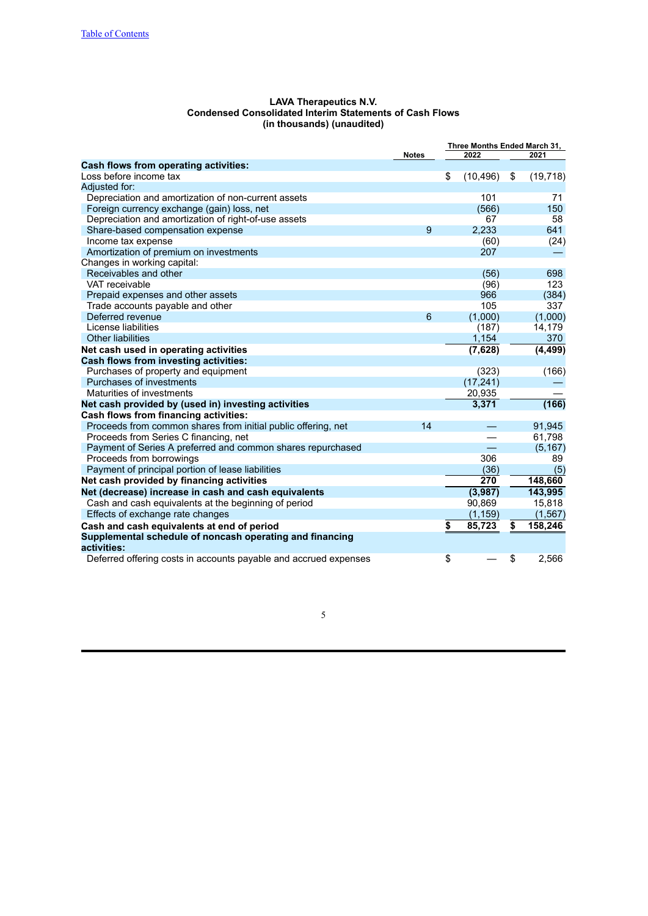**LAVA Therapeutics N.V.**
**Condensed Consolidated Interim Statements of Cash Flows**
**(in thousands) (unaudited)**

| | Notes | Three Months Ended March 31, 2022 | 2021 |
|---|---|---|---|
| **Cash flows from operating activities:** | | | |
| Loss before income tax | | $ (10,496) | $ (19,718) |
| Adjusted for: | | | |
| Depreciation and amortization of non-current assets | | 101 | 71 |
| Foreign currency exchange (gain) loss, net | | (566) | 150 |
| Depreciation and amortization of right-of-use assets | | 67 | 58 |
| Share-based compensation expense | 9 | 2,233 | 641 |
| Income tax expense | | (60) | (24) |
| Amortization of premium on investments | | 207 | — |
| Changes in working capital: | | | |
| Receivables and other | | (56) | 698 |
| VAT receivable | | (96) | 123 |
| Prepaid expenses and other assets | | 966 | (384) |
| Trade accounts payable and other | | 105 | 337 |
| Deferred revenue | 6 | (1,000) | (1,000) |
| License liabilities | | (187) | 14,179 |
| Other liabilities | | 1,154 | 370 |
| **Net cash used in operating activities** | | **(7,628)** | **(4,499)** |
| **Cash flows from investing activities:** | | | |
| Purchases of property and equipment | | (323) | (166) |
| Purchases of investments | | (17,241) | — |
| Maturities of investments | | 20,935 | — |
| **Net cash provided by (used in) investing activities** | | **3,371** | **(166)** |
| **Cash flows from financing activities:** | | | |
| Proceeds from common shares from initial public offering, net | 14 | — | 91,945 |
| Proceeds from Series C financing, net | | — | 61,798 |
| Payment of Series A preferred and common shares repurchased | | — | (5,167) |
| Proceeds from borrowings | | 306 | 89 |
| Payment of principal portion of lease liabilities | | (36) | (5) |
| **Net cash provided by financing activities** | | **270** | **148,660** |
| **Net (decrease) increase in cash and cash equivalents** | | **(3,987)** | **143,995** |
| Cash and cash equivalents at the beginning of period | | 90,869 | 15,818 |
| Effects of exchange rate changes | | (1,159) | (1,567) |
| **Cash and cash equivalents at end of period** | | **$ 85,723** | **$ 158,246** |
| **Supplemental schedule of noncash operating and financing activities:** | | | |
| Deferred offering costs in accounts payable and accrued expenses | | $ — | $ 2,566 |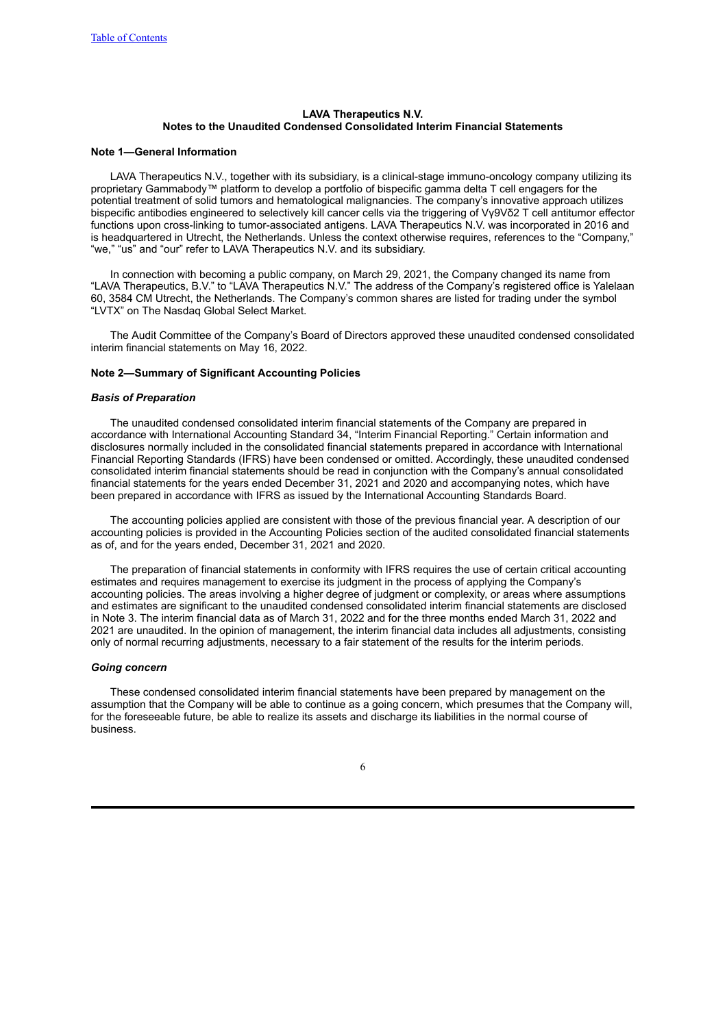**LAVA Therapeutics N.V.**
**Notes to the Unaudited Condensed Consolidated Interim Financial Statements**

**Note 1—General Information**

LAVA Therapeutics N.V., together with its subsidiary, is a clinical-stage immuno-oncology company utilizing its proprietary Gammabody™ platform to develop a portfolio of bispecific gamma delta T cell engagers for the potential treatment of solid tumors and hematological malignancies. The company's innovative approach utilizes bispecific antibodies engineered to selectively kill cancer cells via the triggering of Vγ9Vδ2 T cell antitumor effector functions upon cross-linking to tumor-associated antigens. LAVA Therapeutics N.V. was incorporated in 2016 and is headquartered in Utrecht, the Netherlands. Unless the context otherwise requires, references to the "Company," "we," "us" and "our" refer to LAVA Therapeutics N.V. and its subsidiary.

In connection with becoming a public company, on March 29, 2021, the Company changed its name from "LAVA Therapeutics, B.V." to "LAVA Therapeutics N.V." The address of the Company's registered office is Yalelaan 60, 3584 CM Utrecht, the Netherlands. The Company's common shares are listed for trading under the symbol "LVTX" on The Nasdaq Global Select Market.

The Audit Committee of the Company's Board of Directors approved these unaudited condensed consolidated interim financial statements on May 16, 2022.

**Note 2—Summary of Significant Accounting Policies**

***Basis of Preparation***

The unaudited condensed consolidated interim financial statements of the Company are prepared in accordance with International Accounting Standard 34, "Interim Financial Reporting." Certain information and disclosures normally included in the consolidated financial statements prepared in accordance with International Financial Reporting Standards (IFRS) have been condensed or omitted. Accordingly, these unaudited condensed consolidated interim financial statements should be read in conjunction with the Company's annual consolidated financial statements for the years ended December 31, 2021 and 2020 and accompanying notes, which have been prepared in accordance with IFRS as issued by the International Accounting Standards Board.

The accounting policies applied are consistent with those of the previous financial year. A description of our accounting policies is provided in the Accounting Policies section of the audited consolidated financial statements as of, and for the years ended, December 31, 2021 and 2020.

The preparation of financial statements in conformity with IFRS requires the use of certain critical accounting estimates and requires management to exercise its judgment in the process of applying the Company's accounting policies. The areas involving a higher degree of judgment or complexity, or areas where assumptions and estimates are significant to the unaudited condensed consolidated interim financial statements are disclosed in Note 3. The interim financial data as of March 31, 2022 and for the three months ended March 31, 2022 and 2021 are unaudited. In the opinion of management, the interim financial data includes all adjustments, consisting only of normal recurring adjustments, necessary to a fair statement of the results for the interim periods.

***Going concern***

These condensed consolidated interim financial statements have been prepared by management on the assumption that the Company will be able to continue as a going concern, which presumes that the Company will, for the foreseeable future, be able to realize its assets and discharge its liabilities in the normal course of business.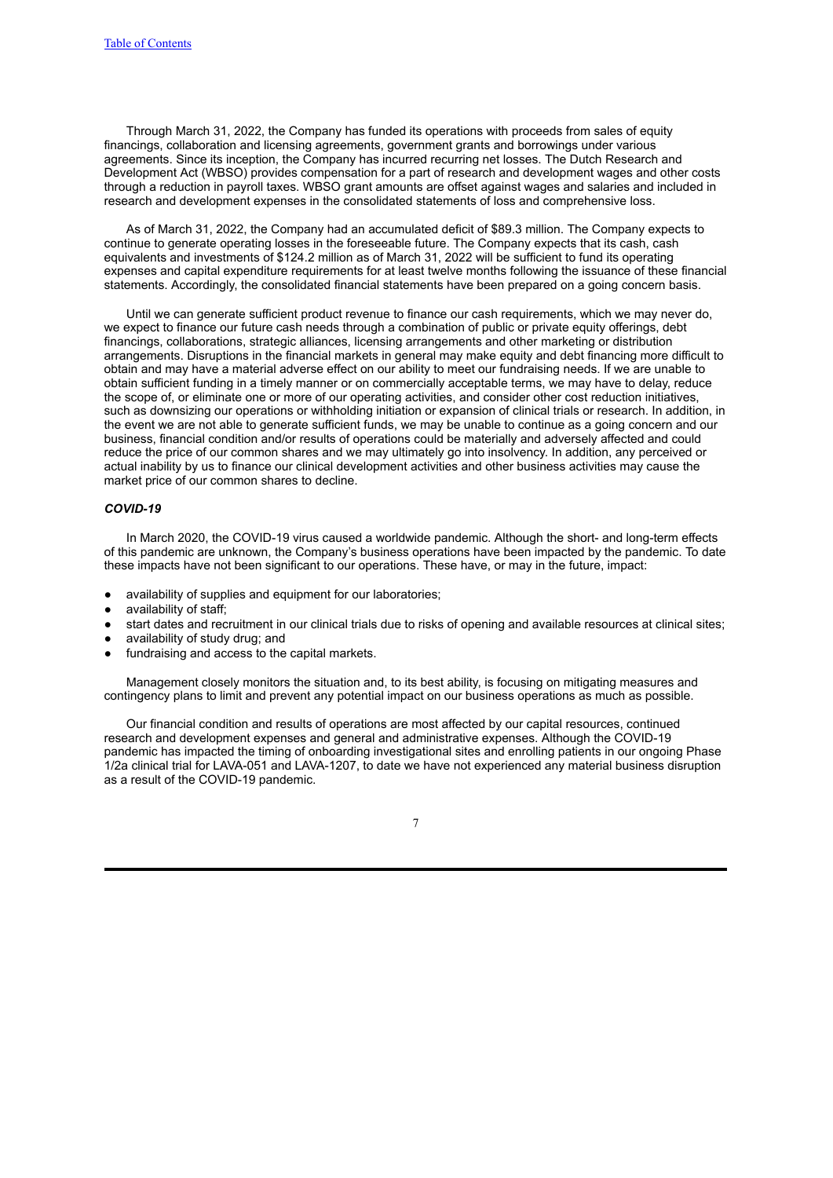Through March 31, 2022, the Company has funded its operations with proceeds from sales of equity financings, collaboration and licensing agreements, government grants and borrowings under various agreements. Since its inception, the Company has incurred recurring net losses. The Dutch Research and Development Act (WBSO) provides compensation for a part of research and development wages and other costs through a reduction in payroll taxes. WBSO grant amounts are offset against wages and salaries and included in research and development expenses in the consolidated statements of loss and comprehensive loss.

As of March 31, 2022, the Company had an accumulated deficit of $89.3 million. The Company expects to continue to generate operating losses in the foreseeable future. The Company expects that its cash, cash equivalents and investments of $124.2 million as of March 31, 2022 will be sufficient to fund its operating expenses and capital expenditure requirements for at least twelve months following the issuance of these financial statements. Accordingly, the consolidated financial statements have been prepared on a going concern basis.

Until we can generate sufficient product revenue to finance our cash requirements, which we may never do, we expect to finance our future cash needs through a combination of public or private equity offerings, debt financings, collaborations, strategic alliances, licensing arrangements and other marketing or distribution arrangements. Disruptions in the financial markets in general may make equity and debt financing more difficult to obtain and may have a material adverse effect on our ability to meet our fundraising needs. If we are unable to obtain sufficient funding in a timely manner or on commercially acceptable terms, we may have to delay, reduce the scope of, or eliminate one or more of our operating activities, and consider other cost reduction initiatives, such as downsizing our operations or withholding initiation or expansion of clinical trials or research. In addition, in the event we are not able to generate sufficient funds, we may be unable to continue as a going concern and our business, financial condition and/or results of operations could be materially and adversely affected and could reduce the price of our common shares and we may ultimately go into insolvency. In addition, any perceived or actual inability by us to finance our clinical development activities and other business activities may cause the market price of our common shares to decline.

***COVID-19***

In March 2020, the COVID-19 virus caused a worldwide pandemic. Although the short- and long-term effects of this pandemic are unknown, the Company's business operations have been impacted by the pandemic. To date these impacts have not been significant to our operations. These have, or may in the future, impact:

- availability of supplies and equipment for our laboratories;
- availability of staff;
- start dates and recruitment in our clinical trials due to risks of opening and available resources at clinical sites;
- availability of study drug; and
- fundraising and access to the capital markets.

Management closely monitors the situation and, to its best ability, is focusing on mitigating measures and contingency plans to limit and prevent any potential impact on our business operations as much as possible.

Our financial condition and results of operations are most affected by our capital resources, continued research and development expenses and general and administrative expenses. Although the COVID-19 pandemic has impacted the timing of onboarding investigational sites and enrolling patients in our ongoing Phase 1/2a clinical trial for LAVA-051 and LAVA-1207, to date we have not experienced any material business disruption as a result of the COVID-19 pandemic.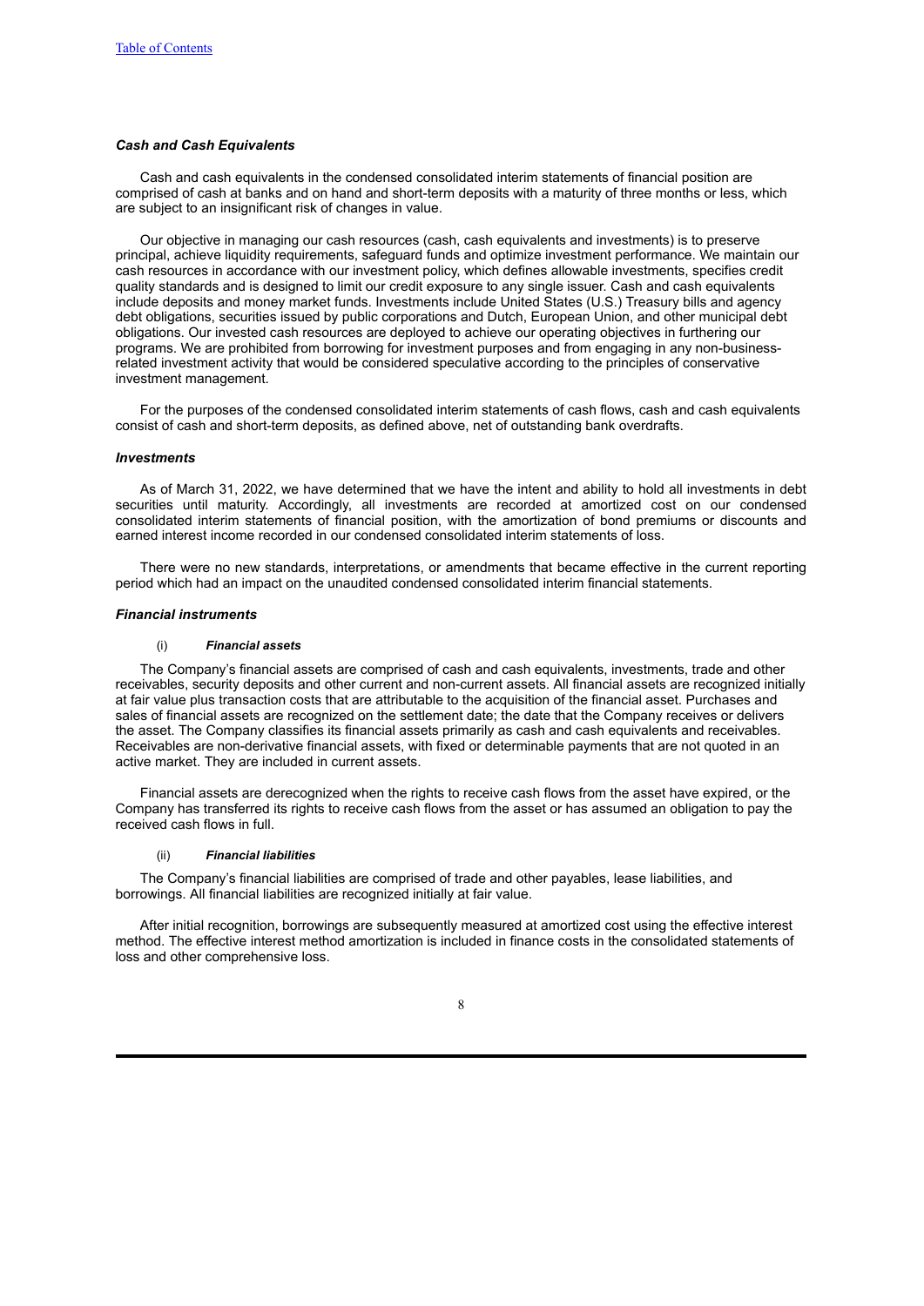### *Cash and Cash Equivalents*

Cash and cash equivalents in the condensed consolidated interim statements of financial position are comprised of cash at banks and on hand and short-term deposits with a maturity of three months or less, which are subject to an insignificant risk of changes in value.

Our objective in managing our cash resources (cash, cash equivalents and investments) is to preserve principal, achieve liquidity requirements, safeguard funds and optimize investment performance. We maintain our cash resources in accordance with our investment policy, which defines allowable investments, specifies credit quality standards and is designed to limit our credit exposure to any single issuer. Cash and cash equivalents include deposits and money market funds. Investments include United States (U.S.) Treasury bills and agency debt obligations, securities issued by public corporations and Dutch, European Union, and other municipal debt obligations. Our invested cash resources are deployed to achieve our operating objectives in furthering our programs. We are prohibited from borrowing for investment purposes and from engaging in any non-business-related investment activity that would be considered speculative according to the principles of conservative investment management.

For the purposes of the condensed consolidated interim statements of cash flows, cash and cash equivalents consist of cash and short-term deposits, as defined above, net of outstanding bank overdrafts.

### *Investments*

As of March 31, 2022, we have determined that we have the intent and ability to hold all investments in debt securities until maturity. Accordingly, all investments are recorded at amortized cost on our condensed consolidated interim statements of financial position, with the amortization of bond premiums or discounts and earned interest income recorded in our condensed consolidated interim statements of loss.

There were no new standards, interpretations, or amendments that became effective in the current reporting period which had an impact on the unaudited condensed consolidated interim financial statements.

### *Financial instruments*

#### (i) *Financial assets*

The Company's financial assets are comprised of cash and cash equivalents, investments, trade and other receivables, security deposits and other current and non-current assets. All financial assets are recognized initially at fair value plus transaction costs that are attributable to the acquisition of the financial asset. Purchases and sales of financial assets are recognized on the settlement date; the date that the Company receives or delivers the asset. The Company classifies its financial assets primarily as cash and cash equivalents and receivables. Receivables are non-derivative financial assets, with fixed or determinable payments that are not quoted in an active market. They are included in current assets.

Financial assets are derecognized when the rights to receive cash flows from the asset have expired, or the Company has transferred its rights to receive cash flows from the asset or has assumed an obligation to pay the received cash flows in full.

#### (ii) *Financial liabilities*

The Company's financial liabilities are comprised of trade and other payables, lease liabilities, and borrowings. All financial liabilities are recognized initially at fair value.

After initial recognition, borrowings are subsequently measured at amortized cost using the effective interest method. The effective interest method amortization is included in finance costs in the consolidated statements of loss and other comprehensive loss.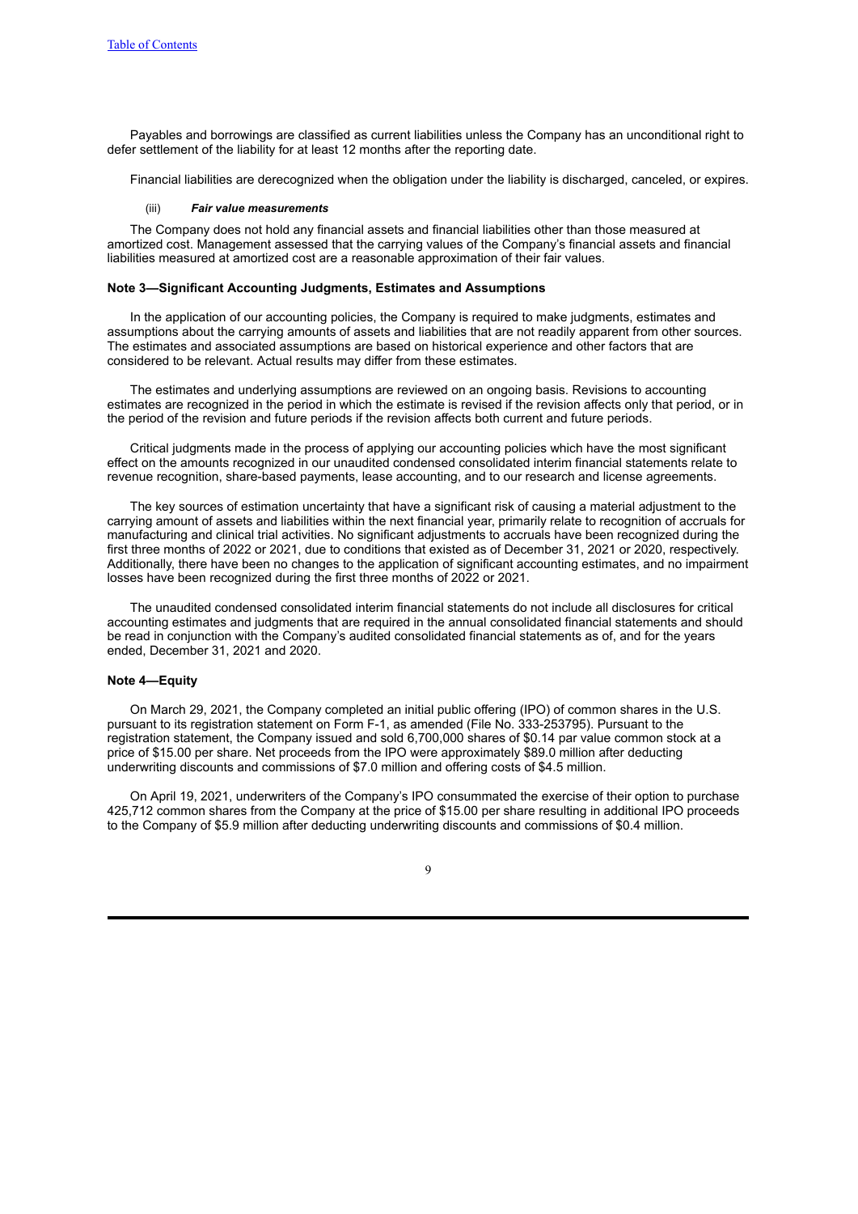Payables and borrowings are classified as current liabilities unless the Company has an unconditional right to defer settlement of the liability for at least 12 months after the reporting date.

Financial liabilities are derecognized when the obligation under the liability is discharged, canceled, or expires.

(iii) ***Fair value measurements***

The Company does not hold any financial assets and financial liabilities other than those measured at amortized cost. Management assessed that the carrying values of the Company's financial assets and financial liabilities measured at amortized cost are a reasonable approximation of their fair values.

**Note 3—Significant Accounting Judgments, Estimates and Assumptions**

In the application of our accounting policies, the Company is required to make judgments, estimates and assumptions about the carrying amounts of assets and liabilities that are not readily apparent from other sources. The estimates and associated assumptions are based on historical experience and other factors that are considered to be relevant. Actual results may differ from these estimates.

The estimates and underlying assumptions are reviewed on an ongoing basis. Revisions to accounting estimates are recognized in the period in which the estimate is revised if the revision affects only that period, or in the period of the revision and future periods if the revision affects both current and future periods.

Critical judgments made in the process of applying our accounting policies which have the most significant effect on the amounts recognized in our unaudited condensed consolidated interim financial statements relate to revenue recognition, share-based payments, lease accounting, and to our research and license agreements.

The key sources of estimation uncertainty that have a significant risk of causing a material adjustment to the carrying amount of assets and liabilities within the next financial year, primarily relate to recognition of accruals for manufacturing and clinical trial activities. No significant adjustments to accruals have been recognized during the first three months of 2022 or 2021, due to conditions that existed as of December 31, 2021 or 2020, respectively. Additionally, there have been no changes to the application of significant accounting estimates, and no impairment losses have been recognized during the first three months of 2022 or 2021.

The unaudited condensed consolidated interim financial statements do not include all disclosures for critical accounting estimates and judgments that are required in the annual consolidated financial statements and should be read in conjunction with the Company's audited consolidated financial statements as of, and for the years ended, December 31, 2021 and 2020.

**Note 4—Equity**

On March 29, 2021, the Company completed an initial public offering (IPO) of common shares in the U.S. pursuant to its registration statement on Form F-1, as amended (File No. 333-253795). Pursuant to the registration statement, the Company issued and sold 6,700,000 shares of $0.14 par value common stock at a price of $15.00 per share. Net proceeds from the IPO were approximately $89.0 million after deducting underwriting discounts and commissions of $7.0 million and offering costs of $4.5 million.

On April 19, 2021, underwriters of the Company's IPO consummated the exercise of their option to purchase 425,712 common shares from the Company at the price of $15.00 per share resulting in additional IPO proceeds to the Company of $5.9 million after deducting underwriting discounts and commissions of $0.4 million.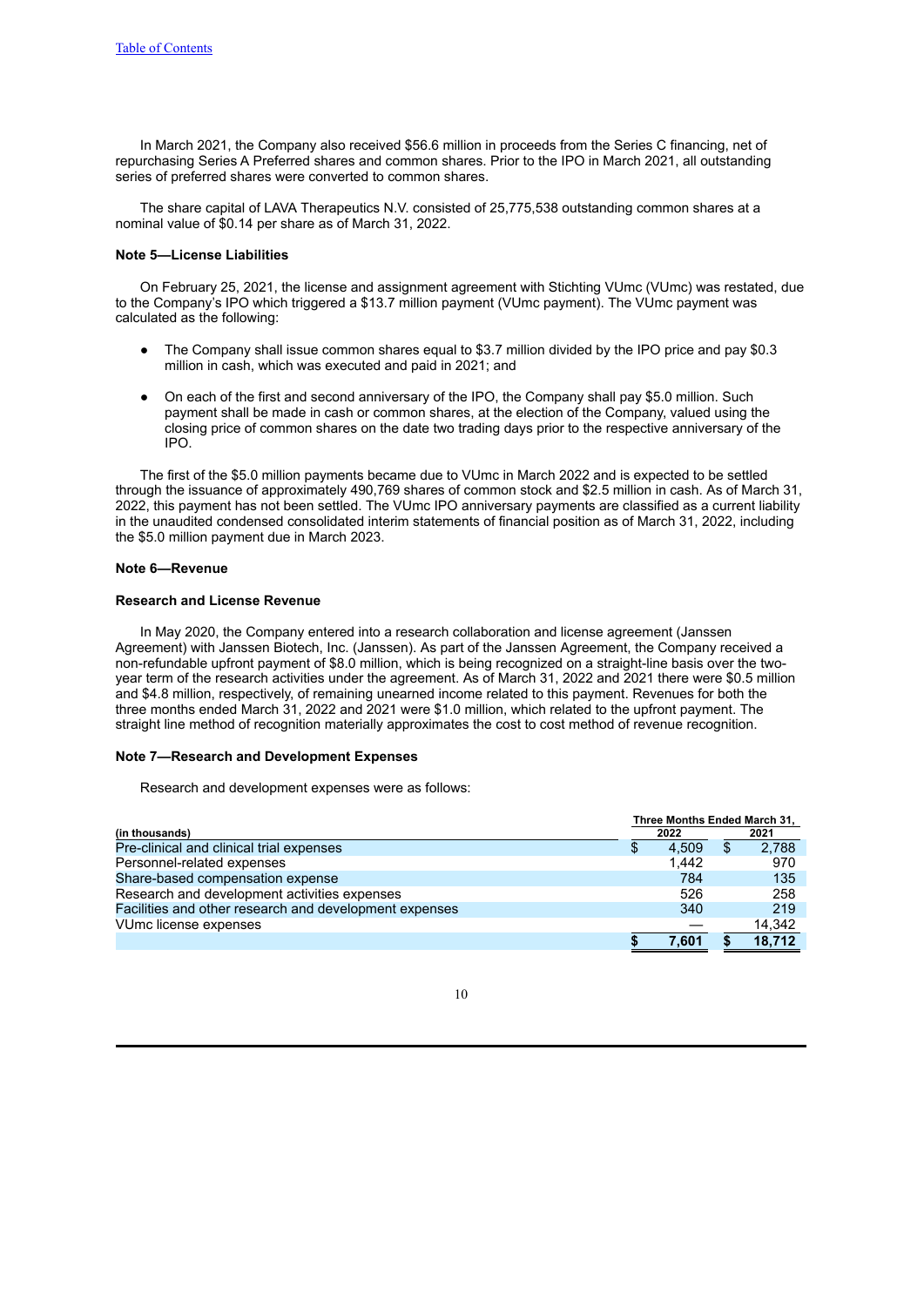In March 2021, the Company also received $56.6 million in proceeds from the Series C financing, net of repurchasing Series A Preferred shares and common shares. Prior to the IPO in March 2021, all outstanding series of preferred shares were converted to common shares.

The share capital of LAVA Therapeutics N.V. consisted of 25,775,538 outstanding common shares at a nominal value of $0.14 per share as of March 31, 2022.

**Note 5—License Liabilities**

On February 25, 2021, the license and assignment agreement with Stichting VUmc (VUmc) was restated, due to the Company's IPO which triggered a $13.7 million payment (VUmc payment). The VUmc payment was calculated as the following:

- The Company shall issue common shares equal to $3.7 million divided by the IPO price and pay $0.3 million in cash, which was executed and paid in 2021; and
- On each of the first and second anniversary of the IPO, the Company shall pay $5.0 million. Such payment shall be made in cash or common shares, at the election of the Company, valued using the closing price of common shares on the date two trading days prior to the respective anniversary of the IPO.

The first of the $5.0 million payments became due to VUmc in March 2022 and is expected to be settled through the issuance of approximately 490,769 shares of common stock and $2.5 million in cash. As of March 31, 2022, this payment has not been settled. The VUmc IPO anniversary payments are classified as a current liability in the unaudited condensed consolidated interim statements of financial position as of March 31, 2022, including the $5.0 million payment due in March 2023.

**Note 6—Revenue**

**Research and License Revenue**

In May 2020, the Company entered into a research collaboration and license agreement (Janssen Agreement) with Janssen Biotech, Inc. (Janssen). As part of the Janssen Agreement, the Company received a non-refundable upfront payment of $8.0 million, which is being recognized on a straight-line basis over the two-year term of the research activities under the agreement. As of March 31, 2022 and 2021 there were $0.5 million and $4.8 million, respectively, of remaining unearned income related to this payment. Revenues for both the three months ended March 31, 2022 and 2021 were $1.0 million, which related to the upfront payment. The straight line method of recognition materially approximates the cost to cost method of revenue recognition.

**Note 7—Research and Development Expenses**

Research and development expenses were as follows:

| (in thousands) | Three Months Ended March 31, 2022 | Three Months Ended March 31, 2021 |
|---|---|---|
| Pre-clinical and clinical trial expenses | $ 4,509 | $ 2,788 |
| Personnel-related expenses | 1,442 | 970 |
| Share-based compensation expense | 784 | 135 |
| Research and development activities expenses | 526 | 258 |
| Facilities and other research and development expenses | 340 | 219 |
| VUmc license expenses | — | 14,342 |
| | **$ 7,601** | **$ 18,712** |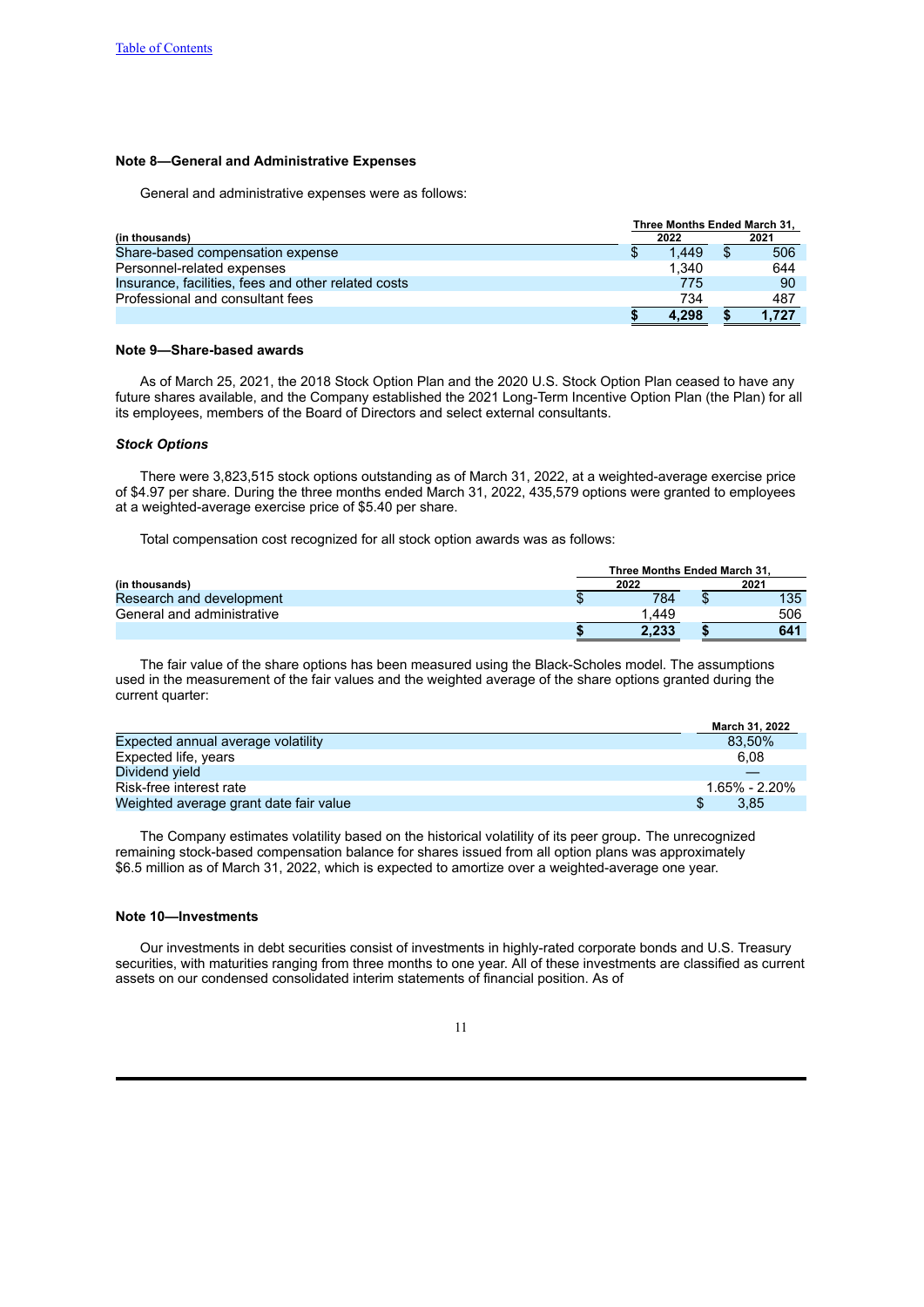## Note 8—General and Administrative Expenses

General and administrative expenses were as follows:

| (in thousands) | Three Months Ended March 31, 2022 | 2021 |
|---|---|---|
| Share-based compensation expense | $ 1,449 | $ 506 |
| Personnel-related expenses | 1,340 | 644 |
| Insurance, facilities, fees and other related costs | 775 | 90 |
| Professional and consultant fees | 734 | 487 |
| | **$ 4,298** | **$ 1,727** |

## Note 9—Share-based awards

As of March 25, 2021, the 2018 Stock Option Plan and the 2020 U.S. Stock Option Plan ceased to have any future shares available, and the Company established the 2021 Long-Term Incentive Option Plan (the Plan) for all its employees, members of the Board of Directors and select external consultants.

### *Stock Options*

There were 3,823,515 stock options outstanding as of March 31, 2022, at a weighted-average exercise price of $4.97 per share. During the three months ended March 31, 2022, 435,579 options were granted to employees at a weighted-average exercise price of $5.40 per share.

Total compensation cost recognized for all stock option awards was as follows:

| (in thousands) | Three Months Ended March 31, 2022 | 2021 |
|---|---|---|
| Research and development | $ 784 | $ 135 |
| General and administrative | 1,449 | 506 |
| | **$ 2,233** | **$ 641** |

The fair value of the share options has been measured using the Black-Scholes model. The assumptions used in the measurement of the fair values and the weighted average of the share options granted during the current quarter:

| | March 31, 2022 |
|---|---|
| Expected annual average volatility | 83,50% |
| Expected life, years | 6,08 |
| Dividend yield | — |
| Risk-free interest rate | 1.65% - 2.20% |
| Weighted average grant date fair value | $ 3,85 |

The Company estimates volatility based on the historical volatility of its peer group. The unrecognized remaining stock-based compensation balance for shares issued from all option plans was approximately $6.5 million as of March 31, 2022, which is expected to amortize over a weighted-average one year.

## Note 10—Investments

Our investments in debt securities consist of investments in highly-rated corporate bonds and U.S. Treasury securities, with maturities ranging from three months to one year. All of these investments are classified as current assets on our condensed consolidated interim statements of financial position. As of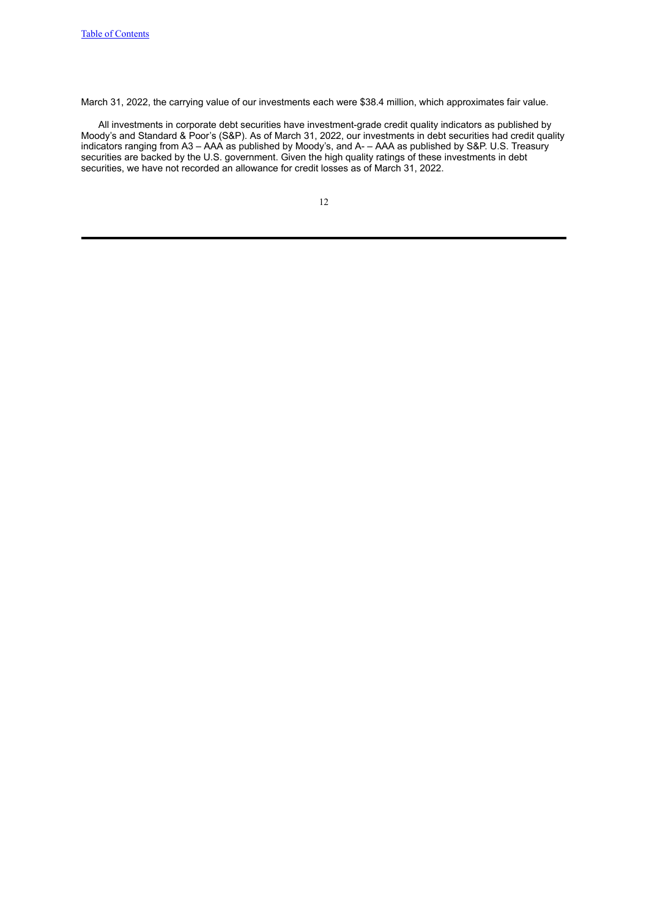March 31, 2022, the carrying value of our investments each were $38.4 million, which approximates fair value.

All investments in corporate debt securities have investment-grade credit quality indicators as published by Moody's and Standard & Poor's (S&P). As of March 31, 2022, our investments in debt securities had credit quality indicators ranging from A3 – AAA as published by Moody's, and A- – AAA as published by S&P. U.S. Treasury securities are backed by the U.S. government. Given the high quality ratings of these investments in debt securities, we have not recorded an allowance for credit losses as of March 31, 2022.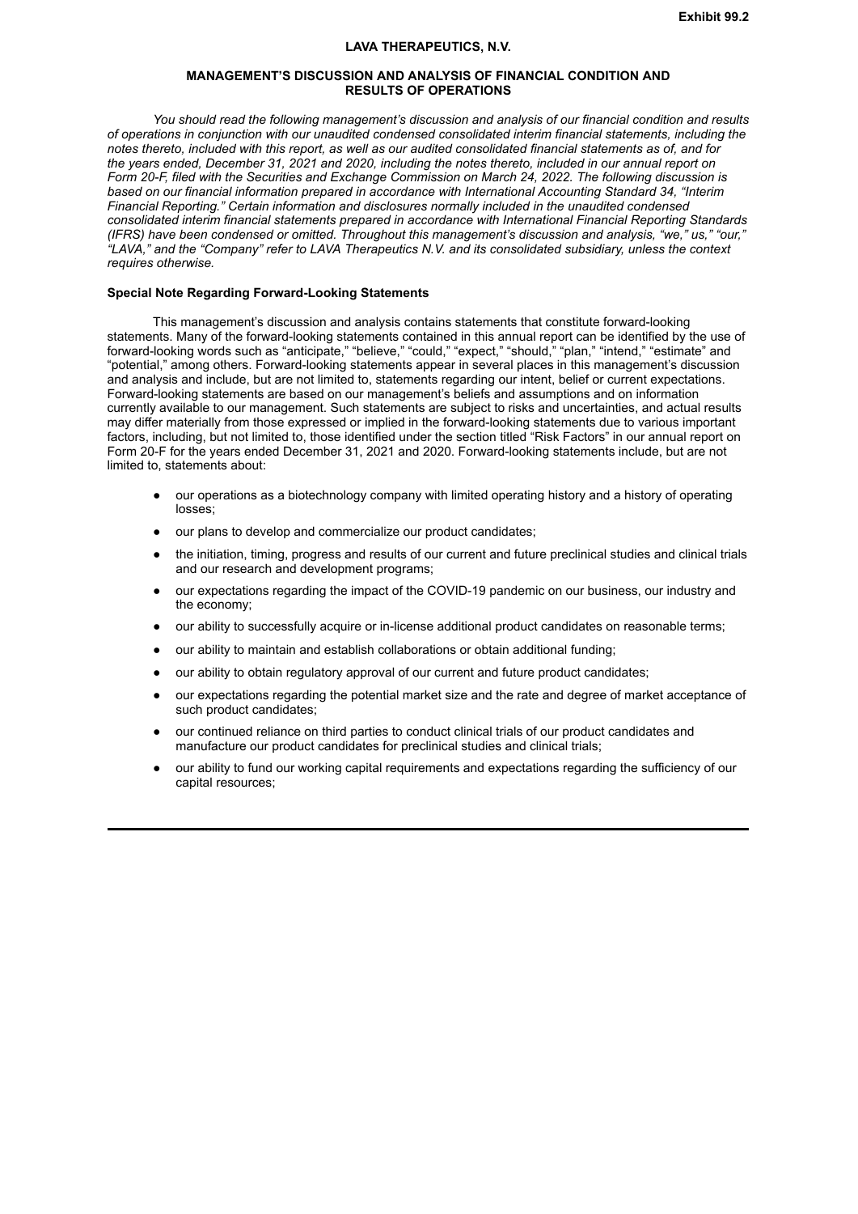**Exhibit 99.2**

# LAVA THERAPEUTICS, N.V.

## MANAGEMENT'S DISCUSSION AND ANALYSIS OF FINANCIAL CONDITION AND RESULTS OF OPERATIONS

*You should read the following management's discussion and analysis of our financial condition and results of operations in conjunction with our unaudited condensed consolidated interim financial statements, including the notes thereto, included with this report, as well as our audited consolidated financial statements as of, and for the years ended, December 31, 2021 and 2020, including the notes thereto, included in our annual report on Form 20-F, filed with the Securities and Exchange Commission on March 24, 2022. The following discussion is based on our financial information prepared in accordance with International Accounting Standard 34, "Interim Financial Reporting." Certain information and disclosures normally included in the unaudited condensed consolidated interim financial statements prepared in accordance with International Financial Reporting Standards (IFRS) have been condensed or omitted. Throughout this management's discussion and analysis, "we," us," "our," "LAVA," and the "Company" refer to LAVA Therapeutics N.V. and its consolidated subsidiary, unless the context requires otherwise.*

### Special Note Regarding Forward-Looking Statements

This management's discussion and analysis contains statements that constitute forward-looking statements. Many of the forward-looking statements contained in this annual report can be identified by the use of forward-looking words such as "anticipate," "believe," "could," "expect," "should," "plan," "intend," "estimate" and "potential," among others. Forward-looking statements appear in several places in this management's discussion and analysis and include, but are not limited to, statements regarding our intent, belief or current expectations. Forward-looking statements are based on our management's beliefs and assumptions and on information currently available to our management. Such statements are subject to risks and uncertainties, and actual results may differ materially from those expressed or implied in the forward-looking statements due to various important factors, including, but not limited to, those identified under the section titled "Risk Factors" in our annual report on Form 20-F for the years ended December 31, 2021 and 2020. Forward-looking statements include, but are not limited to, statements about:

- our operations as a biotechnology company with limited operating history and a history of operating losses;
- our plans to develop and commercialize our product candidates;
- the initiation, timing, progress and results of our current and future preclinical studies and clinical trials and our research and development programs;
- our expectations regarding the impact of the COVID-19 pandemic on our business, our industry and the economy;
- our ability to successfully acquire or in-license additional product candidates on reasonable terms;
- our ability to maintain and establish collaborations or obtain additional funding;
- our ability to obtain regulatory approval of our current and future product candidates;
- our expectations regarding the potential market size and the rate and degree of market acceptance of such product candidates;
- our continued reliance on third parties to conduct clinical trials of our product candidates and manufacture our product candidates for preclinical studies and clinical trials;
- our ability to fund our working capital requirements and expectations regarding the sufficiency of our capital resources;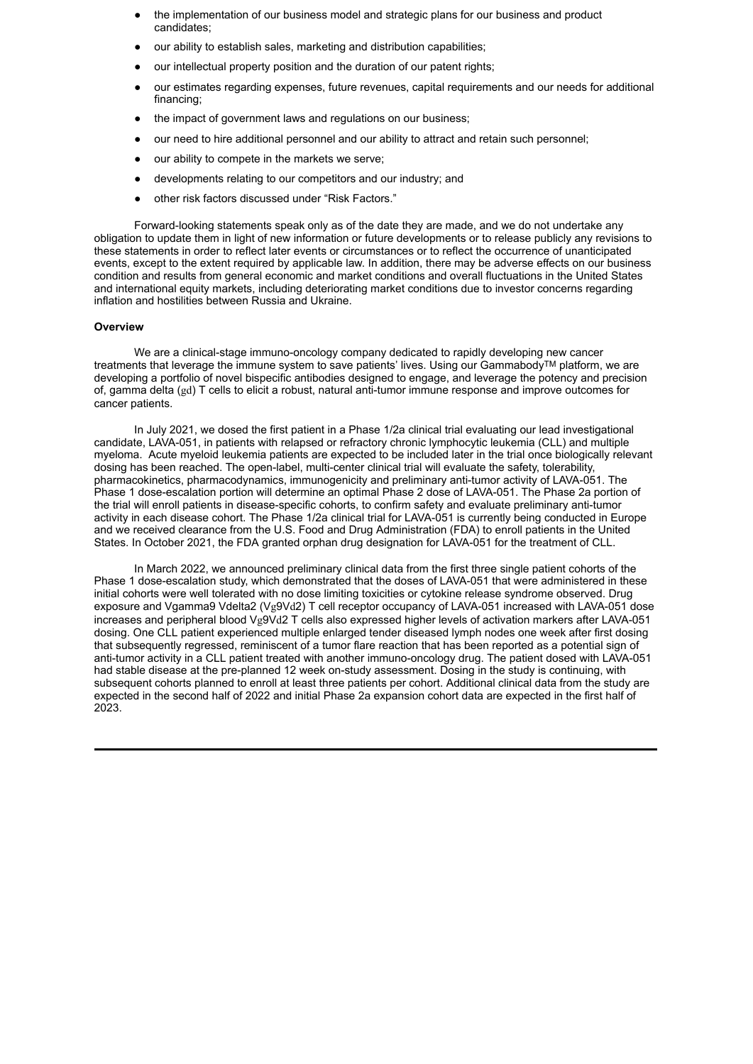- the implementation of our business model and strategic plans for our business and product candidates;
- our ability to establish sales, marketing and distribution capabilities;
- our intellectual property position and the duration of our patent rights;
- our estimates regarding expenses, future revenues, capital requirements and our needs for additional financing;
- the impact of government laws and regulations on our business;
- our need to hire additional personnel and our ability to attract and retain such personnel;
- our ability to compete in the markets we serve;
- developments relating to our competitors and our industry; and
- other risk factors discussed under "Risk Factors."

Forward-looking statements speak only as of the date they are made, and we do not undertake any obligation to update them in light of new information or future developments or to release publicly any revisions to these statements in order to reflect later events or circumstances or to reflect the occurrence of unanticipated events, except to the extent required by applicable law. In addition, there may be adverse effects on our business condition and results from general economic and market conditions and overall fluctuations in the United States and international equity markets, including deteriorating market conditions due to investor concerns regarding inflation and hostilities between Russia and Ukraine.

**Overview**

We are a clinical-stage immuno-oncology company dedicated to rapidly developing new cancer treatments that leverage the immune system to save patients' lives. Using our Gammabody™ platform, we are developing a portfolio of novel bispecific antibodies designed to engage, and leverage the potency and precision of, gamma delta (gd) T cells to elicit a robust, natural anti-tumor immune response and improve outcomes for cancer patients.

In July 2021, we dosed the first patient in a Phase 1/2a clinical trial evaluating our lead investigational candidate, LAVA-051, in patients with relapsed or refractory chronic lymphocytic leukemia (CLL) and multiple myeloma. Acute myeloid leukemia patients are expected to be included later in the trial once biologically relevant dosing has been reached. The open-label, multi-center clinical trial will evaluate the safety, tolerability, pharmacokinetics, pharmacodynamics, immunogenicity and preliminary anti-tumor activity of LAVA-051. The Phase 1 dose-escalation portion will determine an optimal Phase 2 dose of LAVA-051. The Phase 2a portion of the trial will enroll patients in disease-specific cohorts, to confirm safety and evaluate preliminary anti-tumor activity in each disease cohort. The Phase 1/2a clinical trial for LAVA-051 is currently being conducted in Europe and we received clearance from the U.S. Food and Drug Administration (FDA) to enroll patients in the United States. In October 2021, the FDA granted orphan drug designation for LAVA-051 for the treatment of CLL.

In March 2022, we announced preliminary clinical data from the first three single patient cohorts of the Phase 1 dose-escalation study, which demonstrated that the doses of LAVA-051 that were administered in these initial cohorts were well tolerated with no dose limiting toxicities or cytokine release syndrome observed. Drug exposure and Vgamma9 Vdelta2 (Vg9Vd2) T cell receptor occupancy of LAVA-051 increased with LAVA-051 dose increases and peripheral blood Vg9Vd2 T cells also expressed higher levels of activation markers after LAVA-051 dosing. One CLL patient experienced multiple enlarged tender diseased lymph nodes one week after first dosing that subsequently regressed, reminiscent of a tumor flare reaction that has been reported as a potential sign of anti-tumor activity in a CLL patient treated with another immuno-oncology drug. The patient dosed with LAVA-051 had stable disease at the pre-planned 12 week on-study assessment. Dosing in the study is continuing, with subsequent cohorts planned to enroll at least three patients per cohort. Additional clinical data from the study are expected in the second half of 2022 and initial Phase 2a expansion cohort data are expected in the first half of 2023.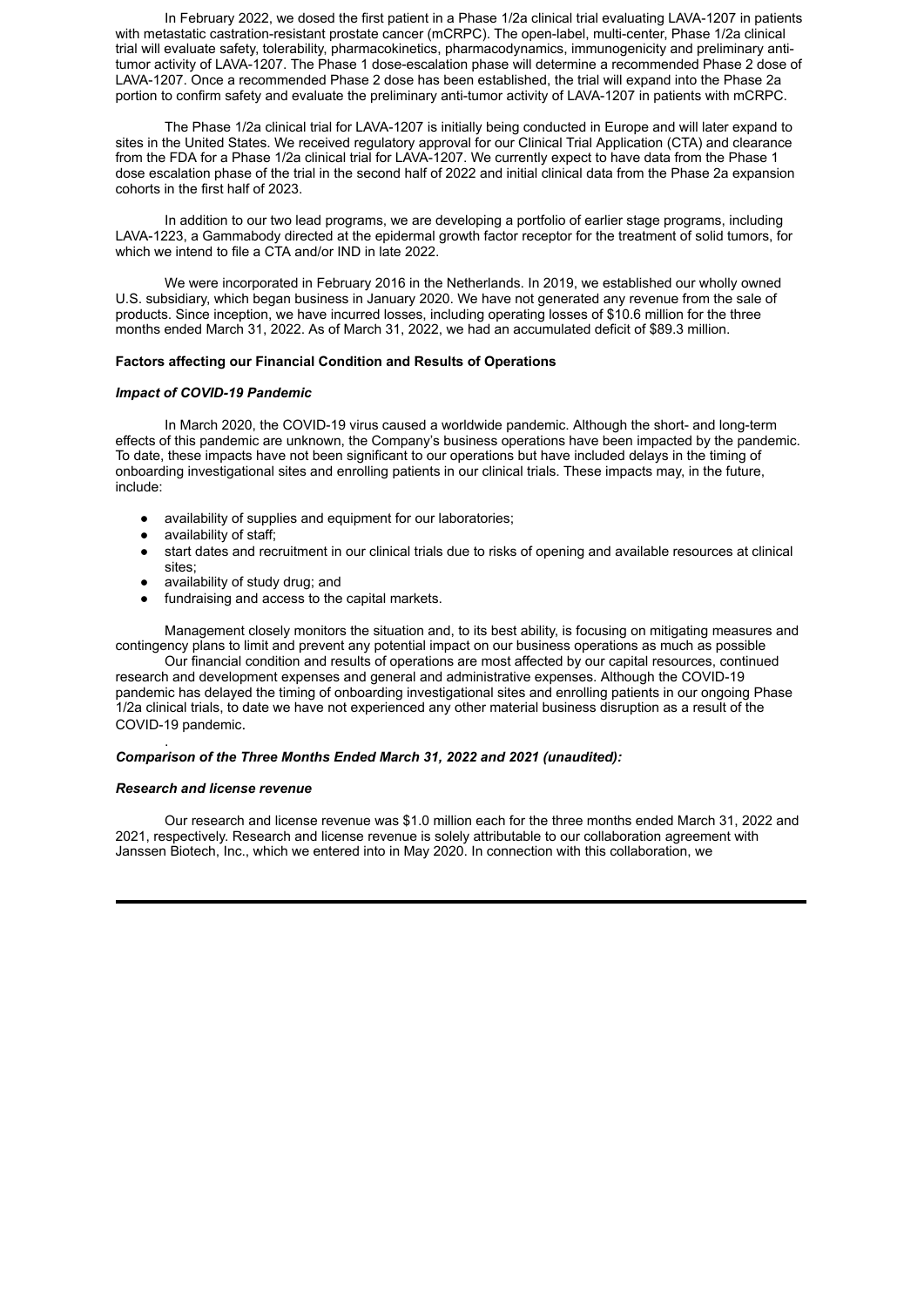In February 2022, we dosed the first patient in a Phase 1/2a clinical trial evaluating LAVA-1207 in patients with metastatic castration-resistant prostate cancer (mCRPC). The open-label, multi-center, Phase 1/2a clinical trial will evaluate safety, tolerability, pharmacokinetics, pharmacodynamics, immunogenicity and preliminary anti-tumor activity of LAVA-1207. The Phase 1 dose-escalation phase will determine a recommended Phase 2 dose of LAVA-1207. Once a recommended Phase 2 dose has been established, the trial will expand into the Phase 2a portion to confirm safety and evaluate the preliminary anti-tumor activity of LAVA-1207 in patients with mCRPC.

The Phase 1/2a clinical trial for LAVA-1207 is initially being conducted in Europe and will later expand to sites in the United States. We received regulatory approval for our Clinical Trial Application (CTA) and clearance from the FDA for a Phase 1/2a clinical trial for LAVA-1207. We currently expect to have data from the Phase 1 dose escalation phase of the trial in the second half of 2022 and initial clinical data from the Phase 2a expansion cohorts in the first half of 2023.

In addition to our two lead programs, we are developing a portfolio of earlier stage programs, including LAVA-1223, a Gammabody directed at the epidermal growth factor receptor for the treatment of solid tumors, for which we intend to file a CTA and/or IND in late 2022.

We were incorporated in February 2016 in the Netherlands. In 2019, we established our wholly owned U.S. subsidiary, which began business in January 2020. We have not generated any revenue from the sale of products. Since inception, we have incurred losses, including operating losses of $10.6 million for the three months ended March 31, 2022. As of March 31, 2022, we had an accumulated deficit of $89.3 million.

**Factors affecting our Financial Condition and Results of Operations**

***Impact of COVID-19 Pandemic***

In March 2020, the COVID-19 virus caused a worldwide pandemic. Although the short- and long-term effects of this pandemic are unknown, the Company's business operations have been impacted by the pandemic. To date, these impacts have not been significant to our operations but have included delays in the timing of onboarding investigational sites and enrolling patients in our clinical trials. These impacts may, in the future, include:

- availability of supplies and equipment for our laboratories;
- availability of staff;
- start dates and recruitment in our clinical trials due to risks of opening and available resources at clinical sites;
- availability of study drug; and
- fundraising and access to the capital markets.

Management closely monitors the situation and, to its best ability, is focusing on mitigating measures and contingency plans to limit and prevent any potential impact on our business operations as much as possible

Our financial condition and results of operations are most affected by our capital resources, continued research and development expenses and general and administrative expenses. Although the COVID-19 pandemic has delayed the timing of onboarding investigational sites and enrolling patients in our ongoing Phase 1/2a clinical trials, to date we have not experienced any other material business disruption as a result of the COVID-19 pandemic.

***Comparison of the Three Months Ended March 31, 2022 and 2021 (unaudited):***

***Research and license revenue***

Our research and license revenue was $1.0 million each for the three months ended March 31, 2022 and 2021, respectively. Research and license revenue is solely attributable to our collaboration agreement with Janssen Biotech, Inc., which we entered into in May 2020. In connection with this collaboration, we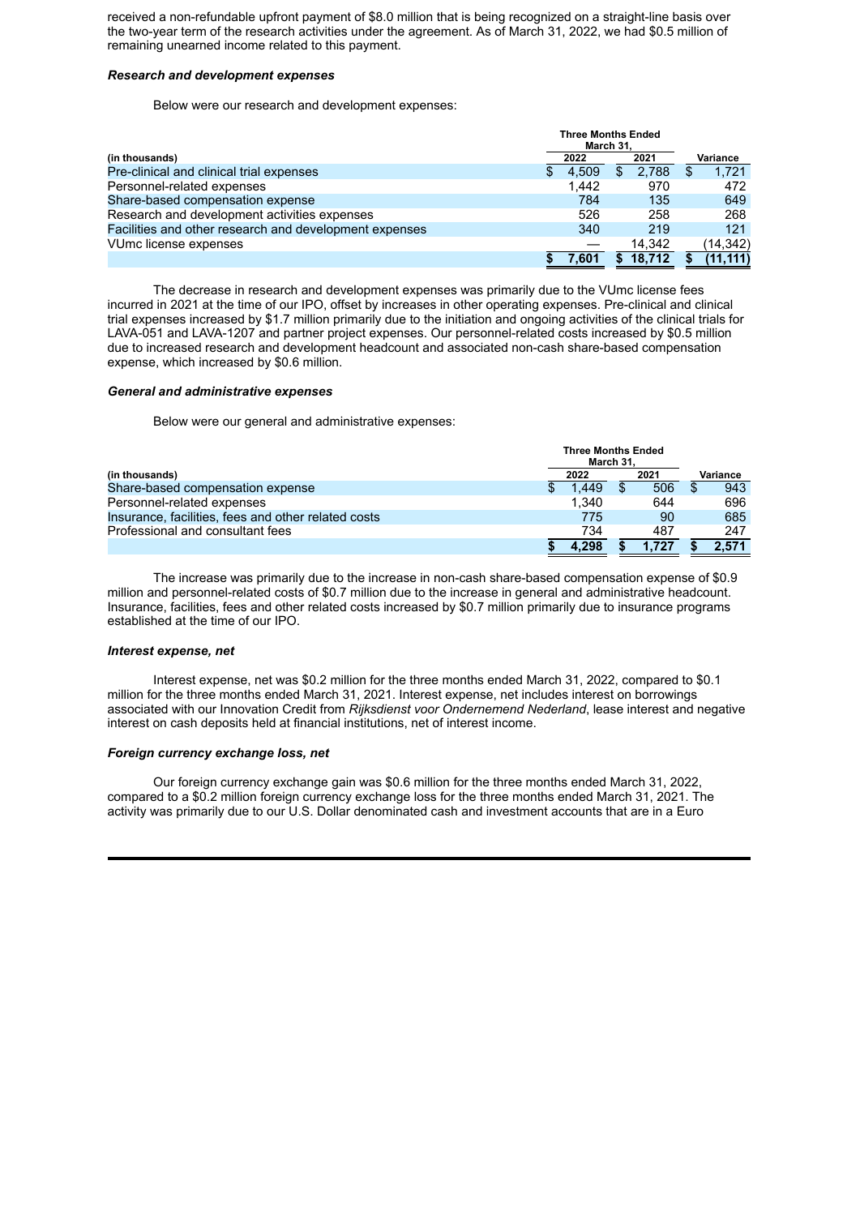received a non-refundable upfront payment of $8.0 million that is being recognized on a straight-line basis over the two-year term of the research activities under the agreement. As of March 31, 2022, we had $0.5 million of remaining unearned income related to this payment.

***Research and development expenses***

Below were our research and development expenses:

| (in thousands) | Three Months Ended March 31, 2022 | Three Months Ended March 31, 2021 | Variance |
|---|---|---|---|
| Pre-clinical and clinical trial expenses | $ 4,509 | $ 2,788 | $ 1,721 |
| Personnel-related expenses | 1,442 | 970 | 472 |
| Share-based compensation expense | 784 | 135 | 649 |
| Research and development activities expenses | 526 | 258 | 268 |
| Facilities and other research and development expenses | 340 | 219 | 121 |
| VUmc license expenses | — | 14,342 | (14,342) |
| | **$ 7,601** | **$ 18,712** | **$ (11,111)** |

The decrease in research and development expenses was primarily due to the VUmc license fees incurred in 2021 at the time of our IPO, offset by increases in other operating expenses. Pre-clinical and clinical trial expenses increased by $1.7 million primarily due to the initiation and ongoing activities of the clinical trials for LAVA-051 and LAVA-1207 and partner project expenses. Our personnel-related costs increased by $0.5 million due to increased research and development headcount and associated non-cash share-based compensation expense, which increased by $0.6 million.

***General and administrative expenses***

Below were our general and administrative expenses:

| (in thousands) | Three Months Ended March 31, 2022 | Three Months Ended March 31, 2021 | Variance |
|---|---|---|---|
| Share-based compensation expense | $ 1,449 | $ 506 | $ 943 |
| Personnel-related expenses | 1,340 | 644 | 696 |
| Insurance, facilities, fees and other related costs | 775 | 90 | 685 |
| Professional and consultant fees | 734 | 487 | 247 |
| | **$ 4,298** | **$ 1,727** | **$ 2,571** |

The increase was primarily due to the increase in non-cash share-based compensation expense of $0.9 million and personnel-related costs of $0.7 million due to the increase in general and administrative headcount. Insurance, facilities, fees and other related costs increased by $0.7 million primarily due to insurance programs established at the time of our IPO.

***Interest expense, net***

Interest expense, net was $0.2 million for the three months ended March 31, 2022, compared to $0.1 million for the three months ended March 31, 2021. Interest expense, net includes interest on borrowings associated with our Innovation Credit from *Rijksdienst voor Ondernemend Nederland*, lease interest and negative interest on cash deposits held at financial institutions, net of interest income.

***Foreign currency exchange loss, net***

Our foreign currency exchange gain was $0.6 million for the three months ended March 31, 2022, compared to a $0.2 million foreign currency exchange loss for the three months ended March 31, 2021. The activity was primarily due to our U.S. Dollar denominated cash and investment accounts that are in a Euro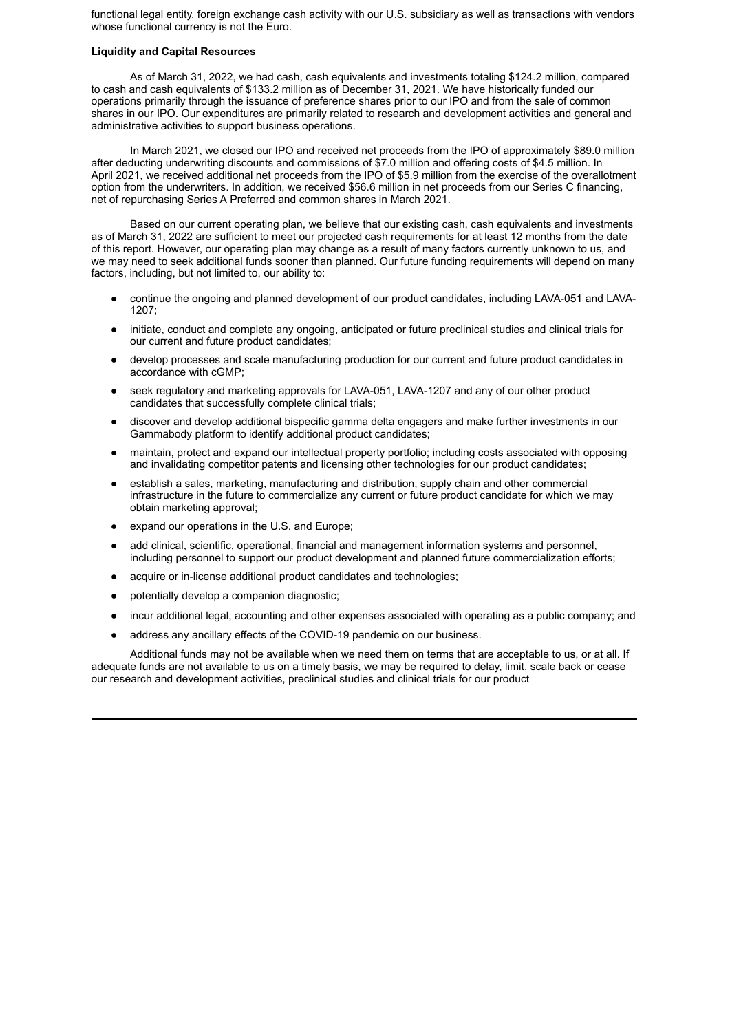functional legal entity, foreign exchange cash activity with our U.S. subsidiary as well as transactions with vendors whose functional currency is not the Euro.

**Liquidity and Capital Resources**

As of March 31, 2022, we had cash, cash equivalents and investments totaling $124.2 million, compared to cash and cash equivalents of $133.2 million as of December 31, 2021. We have historically funded our operations primarily through the issuance of preference shares prior to our IPO and from the sale of common shares in our IPO. Our expenditures are primarily related to research and development activities and general and administrative activities to support business operations.

In March 2021, we closed our IPO and received net proceeds from the IPO of approximately $89.0 million after deducting underwriting discounts and commissions of $7.0 million and offering costs of $4.5 million. In April 2021, we received additional net proceeds from the IPO of $5.9 million from the exercise of the overallotment option from the underwriters. In addition, we received $56.6 million in net proceeds from our Series C financing, net of repurchasing Series A Preferred and common shares in March 2021.

Based on our current operating plan, we believe that our existing cash, cash equivalents and investments as of March 31, 2022 are sufficient to meet our projected cash requirements for at least 12 months from the date of this report. However, our operating plan may change as a result of many factors currently unknown to us, and we may need to seek additional funds sooner than planned. Our future funding requirements will depend on many factors, including, but not limited to, our ability to:

- continue the ongoing and planned development of our product candidates, including LAVA-051 and LAVA-1207;
- initiate, conduct and complete any ongoing, anticipated or future preclinical studies and clinical trials for our current and future product candidates;
- develop processes and scale manufacturing production for our current and future product candidates in accordance with cGMP;
- seek regulatory and marketing approvals for LAVA-051, LAVA-1207 and any of our other product candidates that successfully complete clinical trials;
- discover and develop additional bispecific gamma delta engagers and make further investments in our Gammabody platform to identify additional product candidates;
- maintain, protect and expand our intellectual property portfolio; including costs associated with opposing and invalidating competitor patents and licensing other technologies for our product candidates;
- establish a sales, marketing, manufacturing and distribution, supply chain and other commercial infrastructure in the future to commercialize any current or future product candidate for which we may obtain marketing approval;
- expand our operations in the U.S. and Europe;
- add clinical, scientific, operational, financial and management information systems and personnel, including personnel to support our product development and planned future commercialization efforts;
- acquire or in-license additional product candidates and technologies;
- potentially develop a companion diagnostic;
- incur additional legal, accounting and other expenses associated with operating as a public company; and
- address any ancillary effects of the COVID-19 pandemic on our business.

Additional funds may not be available when we need them on terms that are acceptable to us, or at all. If adequate funds are not available to us on a timely basis, we may be required to delay, limit, scale back or cease our research and development activities, preclinical studies and clinical trials for our product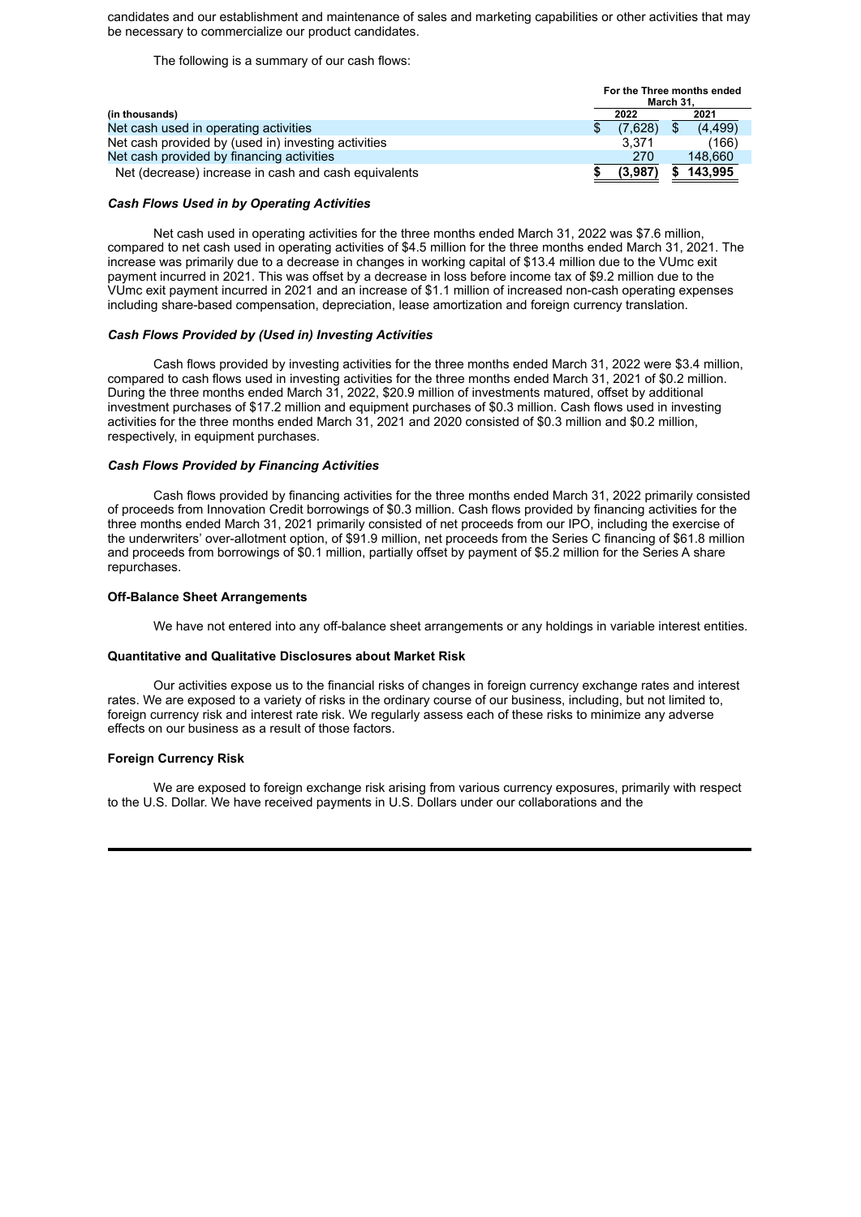candidates and our establishment and maintenance of sales and marketing capabilities or other activities that may be necessary to commercialize our product candidates.

The following is a summary of our cash flows:

| (in thousands) | For the Three months ended March 31, 2022 | 2021 |
|---|---|---|
| Net cash used in operating activities | $ (7,628) | $ (4,499) |
| Net cash provided by (used in) investing activities | 3,371 | (166) |
| Net cash provided by financing activities | 270 | 148,660 |
| Net (decrease) increase in cash and cash equivalents | **$ (3,987)** | **$ 143,995** |

***Cash Flows Used in by Operating Activities***

Net cash used in operating activities for the three months ended March 31, 2022 was $7.6 million, compared to net cash used in operating activities of $4.5 million for the three months ended March 31, 2021. The increase was primarily due to a decrease in changes in working capital of $13.4 million due to the VUmc exit payment incurred in 2021. This was offset by a decrease in loss before income tax of $9.2 million due to the VUmc exit payment incurred in 2021 and an increase of $1.1 million of increased non-cash operating expenses including share-based compensation, depreciation, lease amortization and foreign currency translation.

***Cash Flows Provided by (Used in) Investing Activities***

Cash flows provided by investing activities for the three months ended March 31, 2022 were $3.4 million, compared to cash flows used in investing activities for the three months ended March 31, 2021 of $0.2 million. During the three months ended March 31, 2022, $20.9 million of investments matured, offset by additional investment purchases of $17.2 million and equipment purchases of $0.3 million. Cash flows used in investing activities for the three months ended March 31, 2021 and 2020 consisted of $0.3 million and $0.2 million, respectively, in equipment purchases.

***Cash Flows Provided by Financing Activities***

Cash flows provided by financing activities for the three months ended March 31, 2022 primarily consisted of proceeds from Innovation Credit borrowings of $0.3 million. Cash flows provided by financing activities for the three months ended March 31, 2021 primarily consisted of net proceeds from our IPO, including the exercise of the underwriters' over-allotment option, of $91.9 million, net proceeds from the Series C financing of $61.8 million and proceeds from borrowings of $0.1 million, partially offset by payment of $5.2 million for the Series A share repurchases.

**Off-Balance Sheet Arrangements**

We have not entered into any off-balance sheet arrangements or any holdings in variable interest entities.

**Quantitative and Qualitative Disclosures about Market Risk**

Our activities expose us to the financial risks of changes in foreign currency exchange rates and interest rates. We are exposed to a variety of risks in the ordinary course of our business, including, but not limited to, foreign currency risk and interest rate risk. We regularly assess each of these risks to minimize any adverse effects on our business as a result of those factors.

**Foreign Currency Risk**

We are exposed to foreign exchange risk arising from various currency exposures, primarily with respect to the U.S. Dollar. We have received payments in U.S. Dollars under our collaborations and the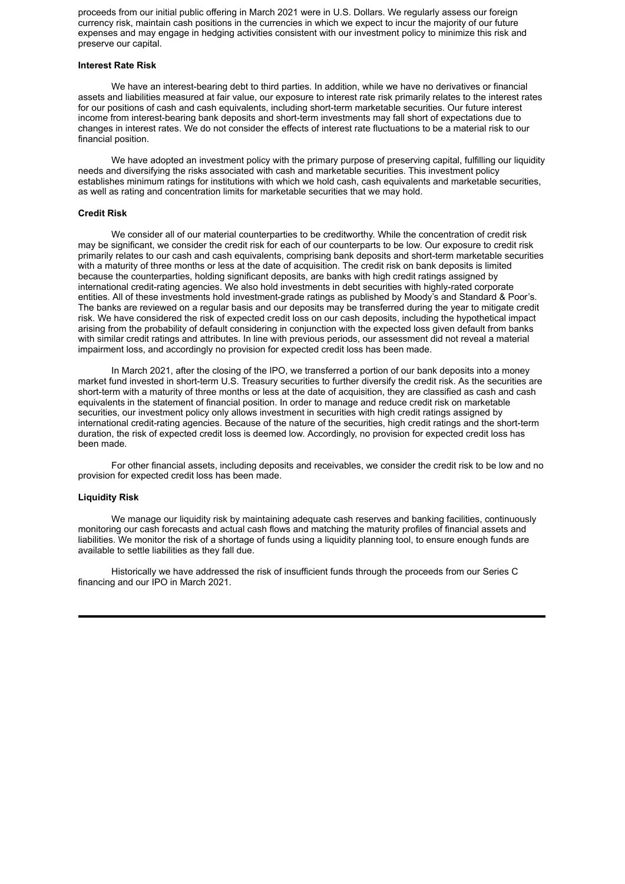proceeds from our initial public offering in March 2021 were in U.S. Dollars. We regularly assess our foreign currency risk, maintain cash positions in the currencies in which we expect to incur the majority of our future expenses and may engage in hedging activities consistent with our investment policy to minimize this risk and preserve our capital.

**Interest Rate Risk**

We have an interest-bearing debt to third parties. In addition, while we have no derivatives or financial assets and liabilities measured at fair value, our exposure to interest rate risk primarily relates to the interest rates for our positions of cash and cash equivalents, including short-term marketable securities. Our future interest income from interest-bearing bank deposits and short-term investments may fall short of expectations due to changes in interest rates. We do not consider the effects of interest rate fluctuations to be a material risk to our financial position.

We have adopted an investment policy with the primary purpose of preserving capital, fulfilling our liquidity needs and diversifying the risks associated with cash and marketable securities. This investment policy establishes minimum ratings for institutions with which we hold cash, cash equivalents and marketable securities, as well as rating and concentration limits for marketable securities that we may hold.

**Credit Risk**

We consider all of our material counterparties to be creditworthy. While the concentration of credit risk may be significant, we consider the credit risk for each of our counterparts to be low. Our exposure to credit risk primarily relates to our cash and cash equivalents, comprising bank deposits and short-term marketable securities with a maturity of three months or less at the date of acquisition. The credit risk on bank deposits is limited because the counterparties, holding significant deposits, are banks with high credit ratings assigned by international credit-rating agencies. We also hold investments in debt securities with highly-rated corporate entities. All of these investments hold investment-grade ratings as published by Moody's and Standard & Poor's. The banks are reviewed on a regular basis and our deposits may be transferred during the year to mitigate credit risk. We have considered the risk of expected credit loss on our cash deposits, including the hypothetical impact arising from the probability of default considering in conjunction with the expected loss given default from banks with similar credit ratings and attributes. In line with previous periods, our assessment did not reveal a material impairment loss, and accordingly no provision for expected credit loss has been made.

In March 2021, after the closing of the IPO, we transferred a portion of our bank deposits into a money market fund invested in short-term U.S. Treasury securities to further diversify the credit risk. As the securities are short-term with a maturity of three months or less at the date of acquisition, they are classified as cash and cash equivalents in the statement of financial position. In order to manage and reduce credit risk on marketable securities, our investment policy only allows investment in securities with high credit ratings assigned by international credit-rating agencies. Because of the nature of the securities, high credit ratings and the short-term duration, the risk of expected credit loss is deemed low. Accordingly, no provision for expected credit loss has been made.

For other financial assets, including deposits and receivables, we consider the credit risk to be low and no provision for expected credit loss has been made.

**Liquidity Risk**

We manage our liquidity risk by maintaining adequate cash reserves and banking facilities, continuously monitoring our cash forecasts and actual cash flows and matching the maturity profiles of financial assets and liabilities. We monitor the risk of a shortage of funds using a liquidity planning tool, to ensure enough funds are available to settle liabilities as they fall due.

Historically we have addressed the risk of insufficient funds through the proceeds from our Series C financing and our IPO in March 2021.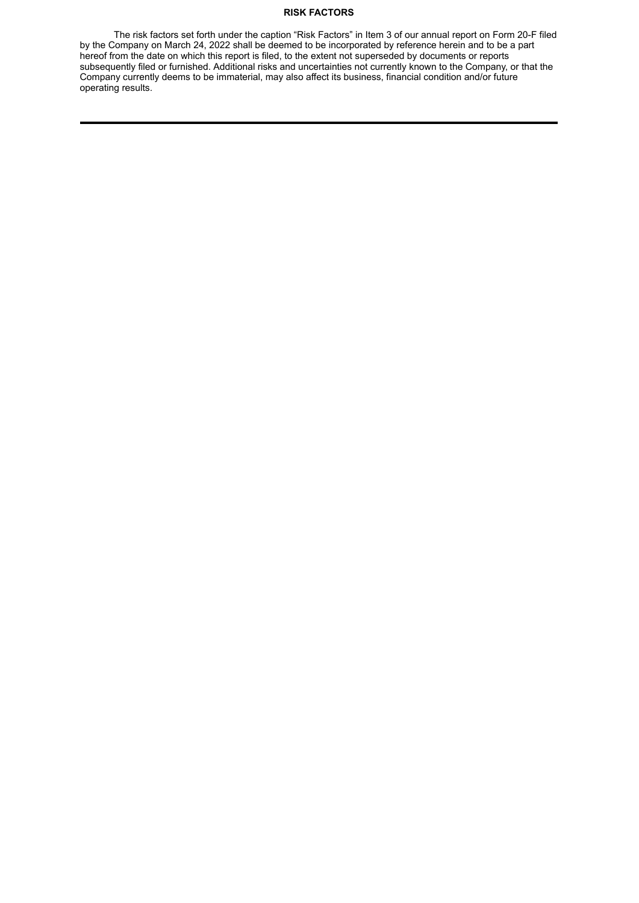## RISK FACTORS

The risk factors set forth under the caption "Risk Factors" in Item 3 of our annual report on Form 20-F filed by the Company on March 24, 2022 shall be deemed to be incorporated by reference herein and to be a part hereof from the date on which this report is filed, to the extent not superseded by documents or reports subsequently filed or furnished. Additional risks and uncertainties not currently known to the Company, or that the Company currently deems to be immaterial, may also affect its business, financial condition and/or future operating results.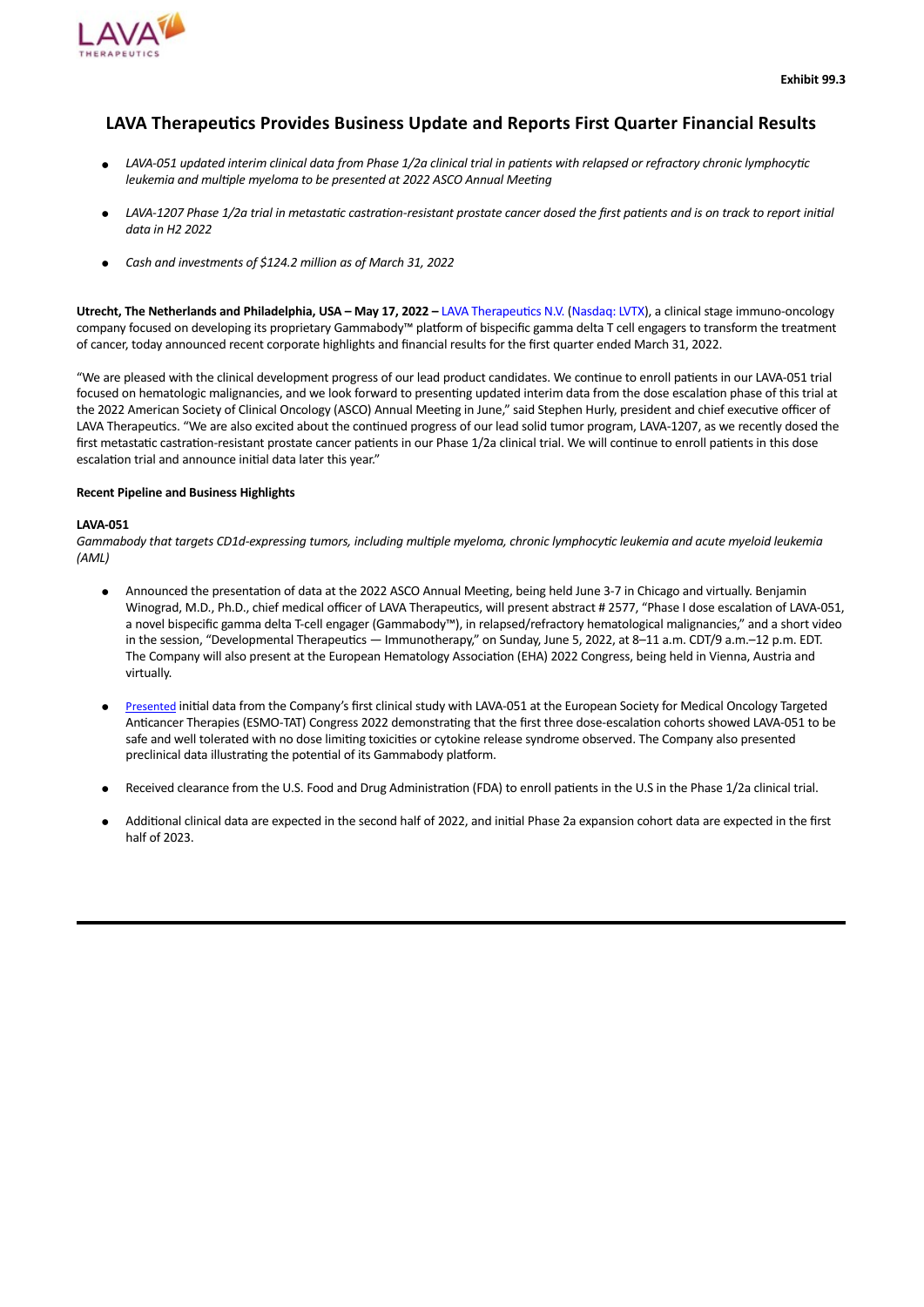**Exhibit 99.3**

# LAVA Therapeutics Provides Business Update and Reports First Quarter Financial Results

- *LAVA-051 updated interim clinical data from Phase 1/2a clinical trial in patients with relapsed or refractory chronic lymphocytic leukemia and multiple myeloma to be presented at 2022 ASCO Annual Meeting*
- *LAVA-1207 Phase 1/2a trial in metastatic castration-resistant prostate cancer dosed the first patients and is on track to report initial data in H2 2022*
- *Cash and investments of $124.2 million as of March 31, 2022*

**Utrecht, The Netherlands and Philadelphia, USA – May 17, 2022 –** LAVA Therapeutics N.V. (Nasdaq: LVTX), a clinical stage immuno-oncology company focused on developing its proprietary Gammabody™ platform of bispecific gamma delta T cell engagers to transform the treatment of cancer, today announced recent corporate highlights and financial results for the first quarter ended March 31, 2022.

"We are pleased with the clinical development progress of our lead product candidates. We continue to enroll patients in our LAVA-051 trial focused on hematologic malignancies, and we look forward to presenting updated interim data from the dose escalation phase of this trial at the 2022 American Society of Clinical Oncology (ASCO) Annual Meeting in June," said Stephen Hurly, president and chief executive officer of LAVA Therapeutics. "We are also excited about the continued progress of our lead solid tumor program, LAVA-1207, as we recently dosed the first metastatic castration-resistant prostate cancer patients in our Phase 1/2a clinical trial. We will continue to enroll patients in this dose escalation trial and announce initial data later this year."

**Recent Pipeline and Business Highlights**

**LAVA-051**

*Gammabody that targets CD1d-expressing tumors, including multiple myeloma, chronic lymphocytic leukemia and acute myeloid leukemia (AML)*

- Announced the presentation of data at the 2022 ASCO Annual Meeting, being held June 3-7 in Chicago and virtually. Benjamin Winograd, M.D., Ph.D., chief medical officer of LAVA Therapeutics, will present abstract # 2577, "Phase I dose escalation of LAVA-051, a novel bispecific gamma delta T-cell engager (Gammabody™), in relapsed/refractory hematological malignancies," and a short video in the session, "Developmental Therapeutics — Immunotherapy," on Sunday, June 5, 2022, at 8–11 a.m. CDT/9 a.m.–12 p.m. EDT. The Company will also present at the European Hematology Association (EHA) 2022 Congress, being held in Vienna, Austria and virtually.
- Presented initial data from the Company's first clinical study with LAVA-051 at the European Society for Medical Oncology Targeted Anticancer Therapies (ESMO-TAT) Congress 2022 demonstrating that the first three dose-escalation cohorts showed LAVA-051 to be safe and well tolerated with no dose limiting toxicities or cytokine release syndrome observed. The Company also presented preclinical data illustrating the potential of its Gammabody platform.
- Received clearance from the U.S. Food and Drug Administration (FDA) to enroll patients in the U.S in the Phase 1/2a clinical trial.
- Additional clinical data are expected in the second half of 2022, and initial Phase 2a expansion cohort data are expected in the first half of 2023.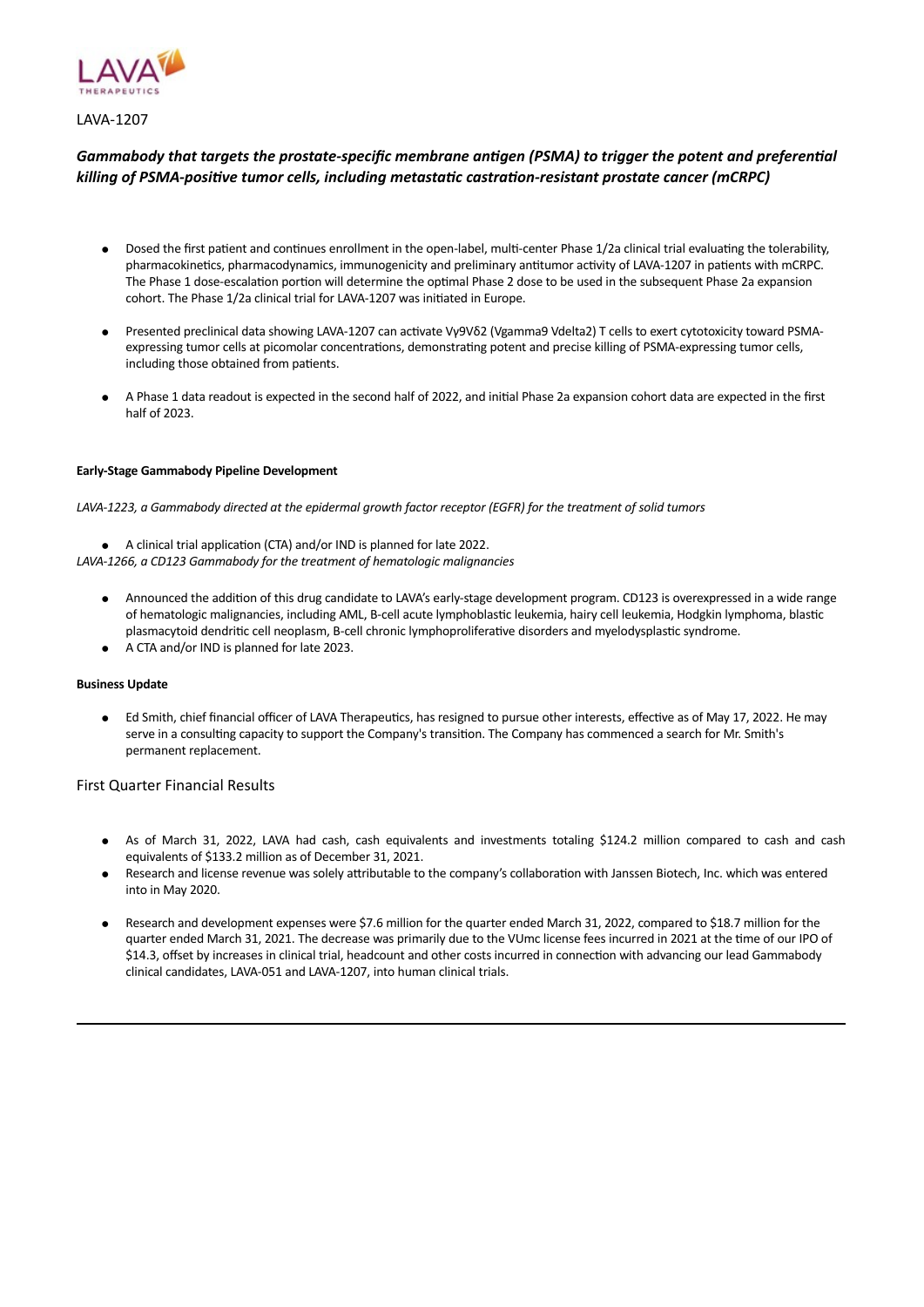LAVA THERAPEUTICS

LAVA-1207

***Gammabody that targets the prostate-specific membrane antigen (PSMA) to trigger the potent and preferential killing of PSMA-positive tumor cells, including metastatic castration-resistant prostate cancer (mCRPC)***

- Dosed the first patient and continues enrollment in the open-label, multi-center Phase 1/2a clinical trial evaluating the tolerability, pharmacokinetics, pharmacodynamics, immunogenicity and preliminary antitumor activity of LAVA-1207 in patients with mCRPC. The Phase 1 dose-escalation portion will determine the optimal Phase 2 dose to be used in the subsequent Phase 2a expansion cohort. The Phase 1/2a clinical trial for LAVA-1207 was initiated in Europe.

- Presented preclinical data showing LAVA-1207 can activate Vγ9Vδ2 (Vgamma9 Vdelta2) T cells to exert cytotoxicity toward PSMA-expressing tumor cells at picomolar concentrations, demonstrating potent and precise killing of PSMA-expressing tumor cells, including those obtained from patients.

- A Phase 1 data readout is expected in the second half of 2022, and initial Phase 2a expansion cohort data are expected in the first half of 2023.

**Early-Stage Gammabody Pipeline Development**

*LAVA-1223, a Gammabody directed at the epidermal growth factor receptor (EGFR) for the treatment of solid tumors*

- A clinical trial application (CTA) and/or IND is planned for late 2022.

*LAVA-1266, a CD123 Gammabody for the treatment of hematologic malignancies*

- Announced the addition of this drug candidate to LAVA's early-stage development program. CD123 is overexpressed in a wide range of hematologic malignancies, including AML, B-cell acute lymphoblastic leukemia, hairy cell leukemia, Hodgkin lymphoma, blastic plasmacytoid dendritic cell neoplasm, B-cell chronic lymphoproliferative disorders and myelodysplastic syndrome.
- A CTA and/or IND is planned for late 2023.

**Business Update**

- Ed Smith, chief financial officer of LAVA Therapeutics, has resigned to pursue other interests, effective as of May 17, 2022. He may serve in a consulting capacity to support the Company's transition. The Company has commenced a search for Mr. Smith's permanent replacement.

First Quarter Financial Results

- As of March 31, 2022, LAVA had cash, cash equivalents and investments totaling $124.2 million compared to cash and cash equivalents of $133.2 million as of December 31, 2021.
- Research and license revenue was solely attributable to the company's collaboration with Janssen Biotech, Inc. which was entered into in May 2020.

- Research and development expenses were $7.6 million for the quarter ended March 31, 2022, compared to $18.7 million for the quarter ended March 31, 2021. The decrease was primarily due to the VUmc license fees incurred in 2021 at the time of our IPO of $14.3, offset by increases in clinical trial, headcount and other costs incurred in connection with advancing our lead Gammabody clinical candidates, LAVA-051 and LAVA-1207, into human clinical trials.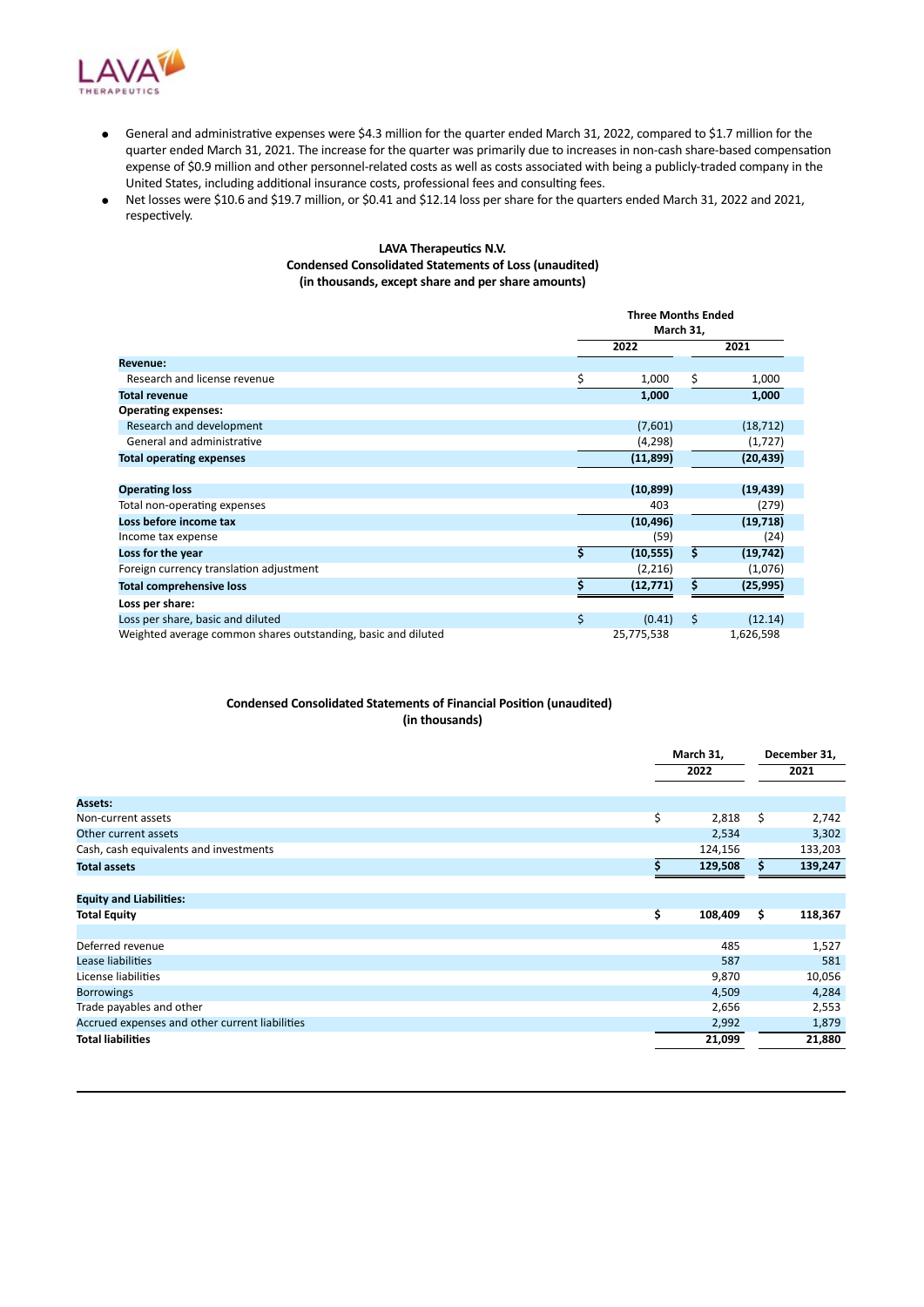- General and administrative expenses were $4.3 million for the quarter ended March 31, 2022, compared to $1.7 million for the quarter ended March 31, 2021. The increase for the quarter was primarily due to increases in non-cash share-based compensation expense of $0.9 million and other personnel-related costs as well as costs associated with being a publicly-traded company in the United States, including additional insurance costs, professional fees and consulting fees.
- Net losses were $10.6 and $19.7 million, or $0.41 and $12.14 loss per share for the quarters ended March 31, 2022 and 2021, respectively.

**LAVA Therapeutics N.V.**
**Condensed Consolidated Statements of Loss (unaudited)**
**(in thousands, except share and per share amounts)**

| | Three Months Ended March 31, 2022 | Three Months Ended March 31, 2021 |
|---|---|---|
| **Revenue:** | | |
| Research and license revenue | $ 1,000 | $ 1,000 |
| **Total revenue** | **1,000** | **1,000** |
| **Operating expenses:** | | |
| Research and development | (7,601) | (18,712) |
| General and administrative | (4,298) | (1,727) |
| **Total operating expenses** | **(11,899)** | **(20,439)** |
| **Operating loss** | **(10,899)** | **(19,439)** |
| Total non-operating expenses | 403 | (279) |
| **Loss before income tax** | **(10,496)** | **(19,718)** |
| Income tax expense | (59) | (24) |
| **Loss for the year** | **$ (10,555)** | **$ (19,742)** |
| Foreign currency translation adjustment | (2,216) | (1,076) |
| **Total comprehensive loss** | **$ (12,771)** | **$ (25,995)** |
| **Loss per share:** | | |
| Loss per share, basic and diluted | $ (0.41) | $ (12.14) |
| Weighted average common shares outstanding, basic and diluted | 25,775,538 | 1,626,598 |

**Condensed Consolidated Statements of Financial Position (unaudited)**
**(in thousands)**

| | March 31, 2022 | December 31, 2021 |
|---|---|---|
| **Assets:** | | |
| Non-current assets | $ 2,818 | $ 2,742 |
| Other current assets | 2,534 | 3,302 |
| Cash, cash equivalents and investments | 124,156 | 133,203 |
| **Total assets** | **$ 129,508** | **$ 139,247** |
| **Equity and Liabilities:** | | |
| **Total Equity** | **$ 108,409** | **$ 118,367** |
| Deferred revenue | 485 | 1,527 |
| Lease liabilities | 587 | 581 |
| License liabilities | 9,870 | 10,056 |
| Borrowings | 4,509 | 4,284 |
| Trade payables and other | 2,656 | 2,553 |
| Accrued expenses and other current liabilities | 2,992 | 1,879 |
| **Total liabilities** | **21,099** | **21,880** |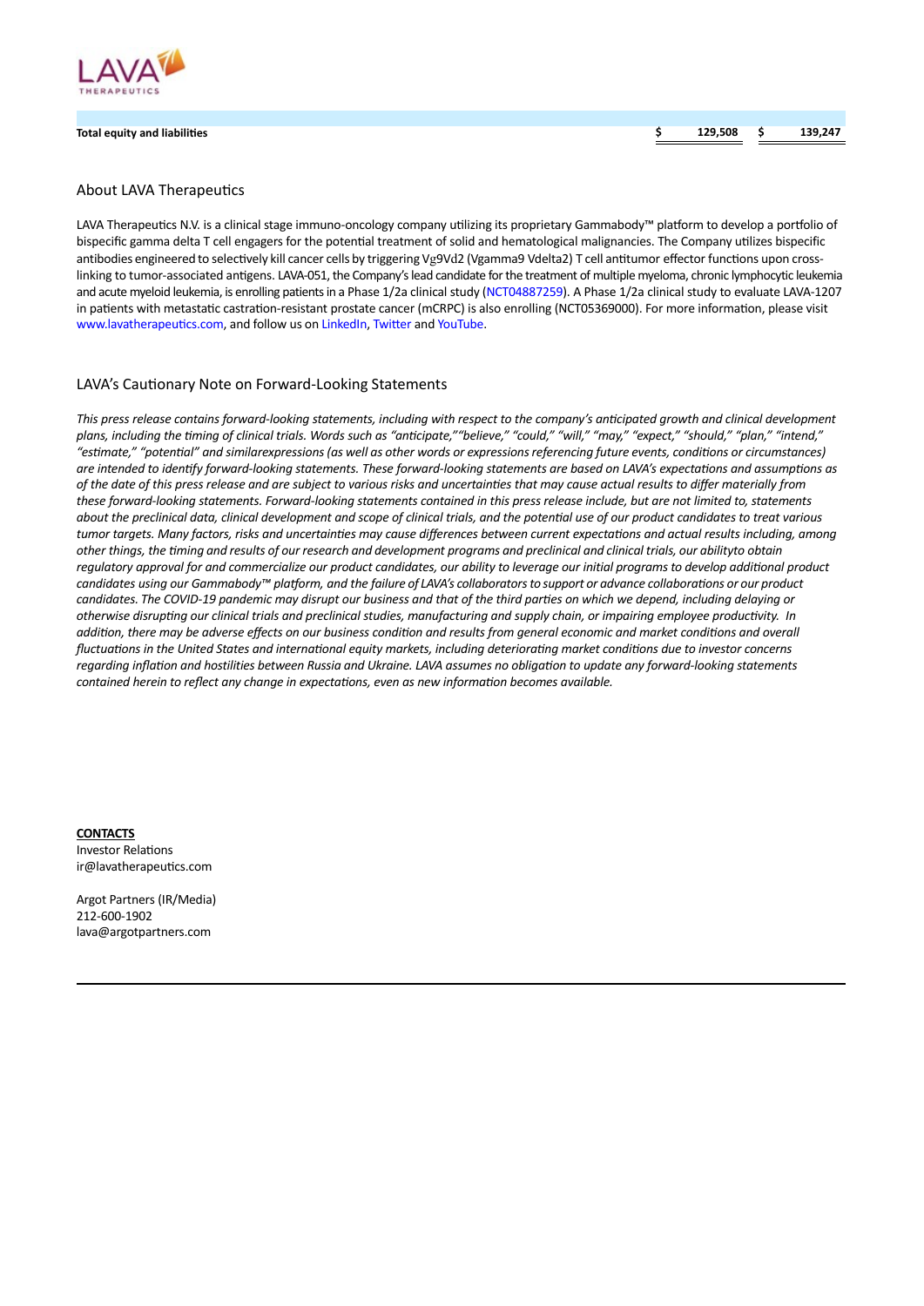| | | |
|---|---|---|
| **Total equity and liabilities** | **$ 129,508** | **$ 139,247** |

## About LAVA Therapeutics

LAVA Therapeutics N.V. is a clinical stage immuno-oncology company utilizing its proprietary Gammabody™ platform to develop a portfolio of bispecific gamma delta T cell engagers for the potential treatment of solid and hematological malignancies. The Company utilizes bispecific antibodies engineered to selectively kill cancer cells by triggering Vg9Vd2 (Vgamma9 Vdelta2) T cell antitumor effector functions upon cross-linking to tumor-associated antigens. LAVA-051, the Company's lead candidate for the treatment of multiple myeloma, chronic lymphocytic leukemia and acute myeloid leukemia, is enrolling patients in a Phase 1/2a clinical study (NCT04887259). A Phase 1/2a clinical study to evaluate LAVA-1207 in patients with metastatic castration-resistant prostate cancer (mCRPC) is also enrolling (NCT05369000). For more information, please visit www.lavatherapeutics.com, and follow us on LinkedIn, Twitter and YouTube.

## LAVA's Cautionary Note on Forward-Looking Statements

*This press release contains forward-looking statements, including with respect to the company's anticipated growth and clinical development plans, including the timing of clinical trials. Words such as "anticipate,""believe," "could," "will," "may," "expect," "should," "plan," "intend," "estimate," "potential" and similarexpressions (as well as other words or expressions referencing future events, conditions or circumstances) are intended to identify forward-looking statements. These forward-looking statements are based on LAVA's expectations and assumptions as of the date of this press release and are subject to various risks and uncertainties that may cause actual results to differ materially from these forward-looking statements. Forward-looking statements contained in this press release include, but are not limited to, statements about the preclinical data, clinical development and scope of clinical trials, and the potential use of our product candidates to treat various tumor targets. Many factors, risks and uncertainties may cause differences between current expectations and actual results including, among other things, the timing and results of our research and development programs and preclinical and clinical trials, our abilityto obtain regulatory approval for and commercialize our product candidates, our ability to leverage our initial programs to develop additional product candidates using our Gammabody™ platform, and the failure of LAVA's collaborators to support or advance collaborations or our product candidates. The COVID-19 pandemic may disrupt our business and that of the third parties on which we depend, including delaying or otherwise disrupting our clinical trials and preclinical studies, manufacturing and supply chain, or impairing employee productivity. In addition, there may be adverse effects on our business condition and results from general economic and market conditions and overall fluctuations in the United States and international equity markets, including deteriorating market conditions due to investor concerns regarding inflation and hostilities between Russia and Ukraine. LAVA assumes no obligation to update any forward-looking statements contained herein to reflect any change in expectations, even as new information becomes available.*

**CONTACTS**

Investor Relations
ir@lavatherapeutics.com

Argot Partners (IR/Media)
212-600-1902
lava@argotpartners.com